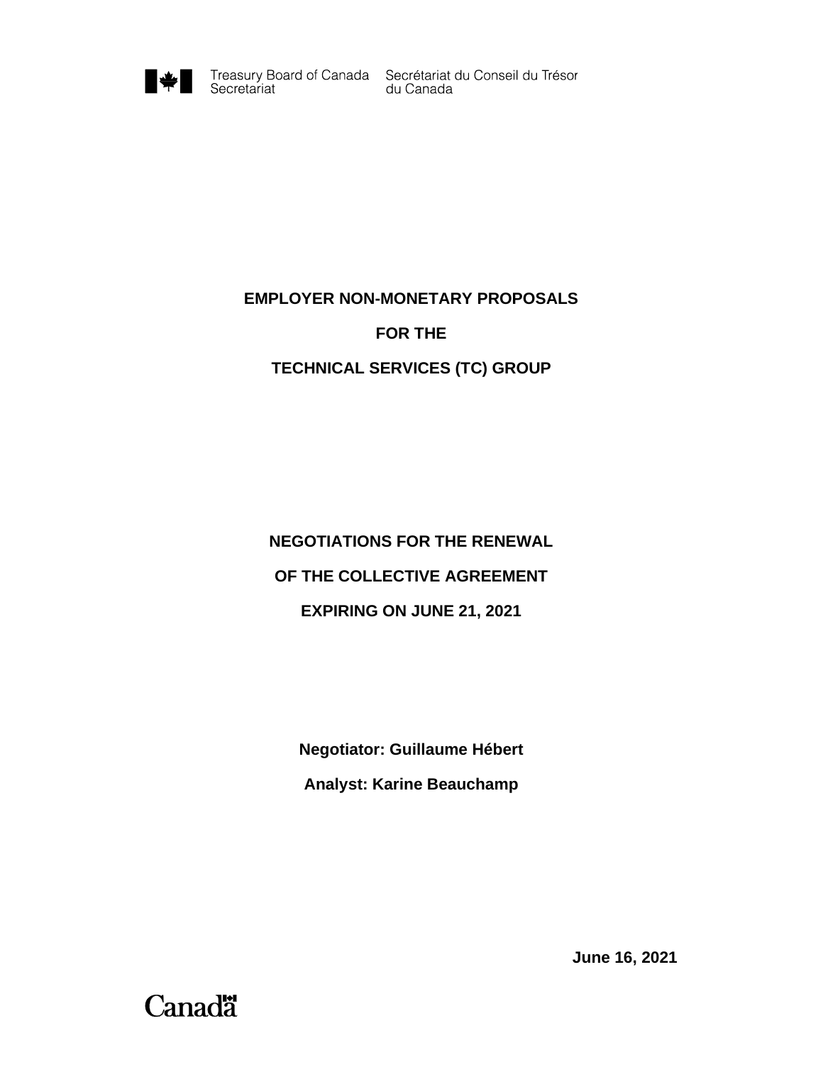Treasury Board of Canada Secretariat    Secrétariat du Conseil du Trésor du Canada

**EMPLOYER NON-MONETARY PROPOSALS**

**FOR THE**

**TECHNICAL SERVICES (TC) GROUP**

**NEGOTIATIONS FOR THE RENEWAL**

**OF THE COLLECTIVE AGREEMENT**

**EXPIRING ON JUNE 21, 2021**

**Negotiator: Guillaume Hébert**

**Analyst: Karine Beauchamp**

**June 16, 2021**

Canada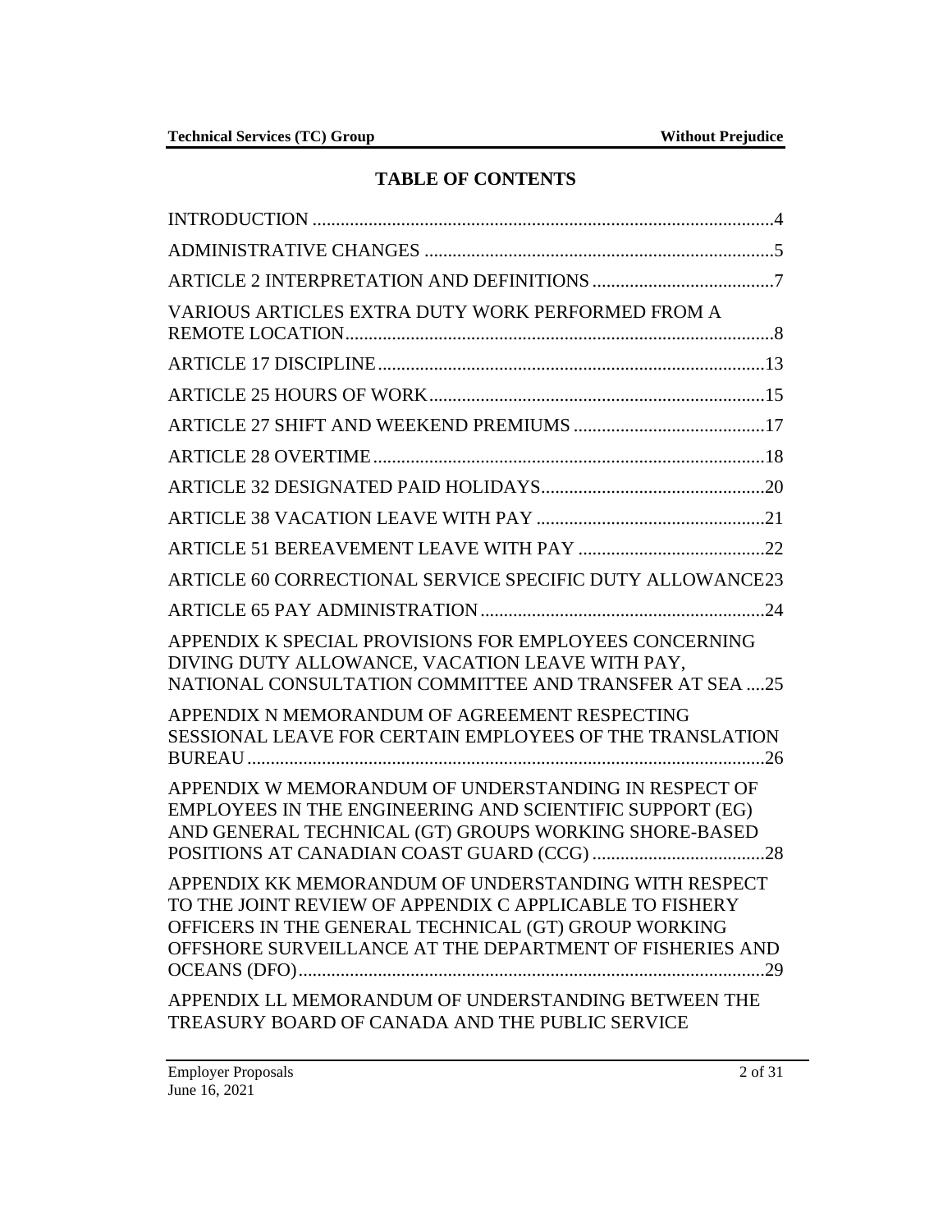# TABLE OF CONTENTS

INTRODUCTION ....................................................................................................4

ADMINISTRATIVE CHANGES ............................................................................5

ARTICLE 2 INTERPRETATION AND DEFINITIONS ........................................7

VARIOUS ARTICLES EXTRA DUTY WORK PERFORMED FROM A REMOTE LOCATION..........................................................................................8

ARTICLE 17 DISCIPLINE...................................................................................13

ARTICLE 25 HOURS OF WORK........................................................................15

ARTICLE 27 SHIFT AND WEEKEND PREMIUMS ..........................................17

ARTICLE 28 OVERTIME....................................................................................18

ARTICLE 32 DESIGNATED PAID HOLIDAYS................................................20

ARTICLE 38 VACATION LEAVE WITH PAY .................................................21

ARTICLE 51 BEREAVEMENT LEAVE WITH PAY ........................................22

ARTICLE 60 CORRECTIONAL SERVICE SPECIFIC DUTY ALLOWANCE23

ARTICLE 65 PAY ADMINISTRATION............................................................24

APPENDIX K SPECIAL PROVISIONS FOR EMPLOYEES CONCERNING DIVING DUTY ALLOWANCE, VACATION LEAVE WITH PAY, NATIONAL CONSULTATION COMMITTEE AND TRANSFER AT SEA ....25

APPENDIX N MEMORANDUM OF AGREEMENT RESPECTING SESSIONAL LEAVE FOR CERTAIN EMPLOYEES OF THE TRANSLATION BUREAU...............................................................................................................26

APPENDIX W MEMORANDUM OF UNDERSTANDING IN RESPECT OF EMPLOYEES IN THE ENGINEERING AND SCIENTIFIC SUPPORT (EG) AND GENERAL TECHNICAL (GT) GROUPS WORKING SHORE-BASED POSITIONS AT CANADIAN COAST GUARD (CCG) .....................................28

APPENDIX KK MEMORANDUM OF UNDERSTANDING WITH RESPECT TO THE JOINT REVIEW OF APPENDIX C APPLICABLE TO FISHERY OFFICERS IN THE GENERAL TECHNICAL (GT) GROUP WORKING OFFSHORE SURVEILLANCE AT THE DEPARTMENT OF FISHERIES AND OCEANS (DFO)....................................................................................................29

APPENDIX LL MEMORANDUM OF UNDERSTANDING BETWEEN THE TREASURY BOARD OF CANADA AND THE PUBLIC SERVICE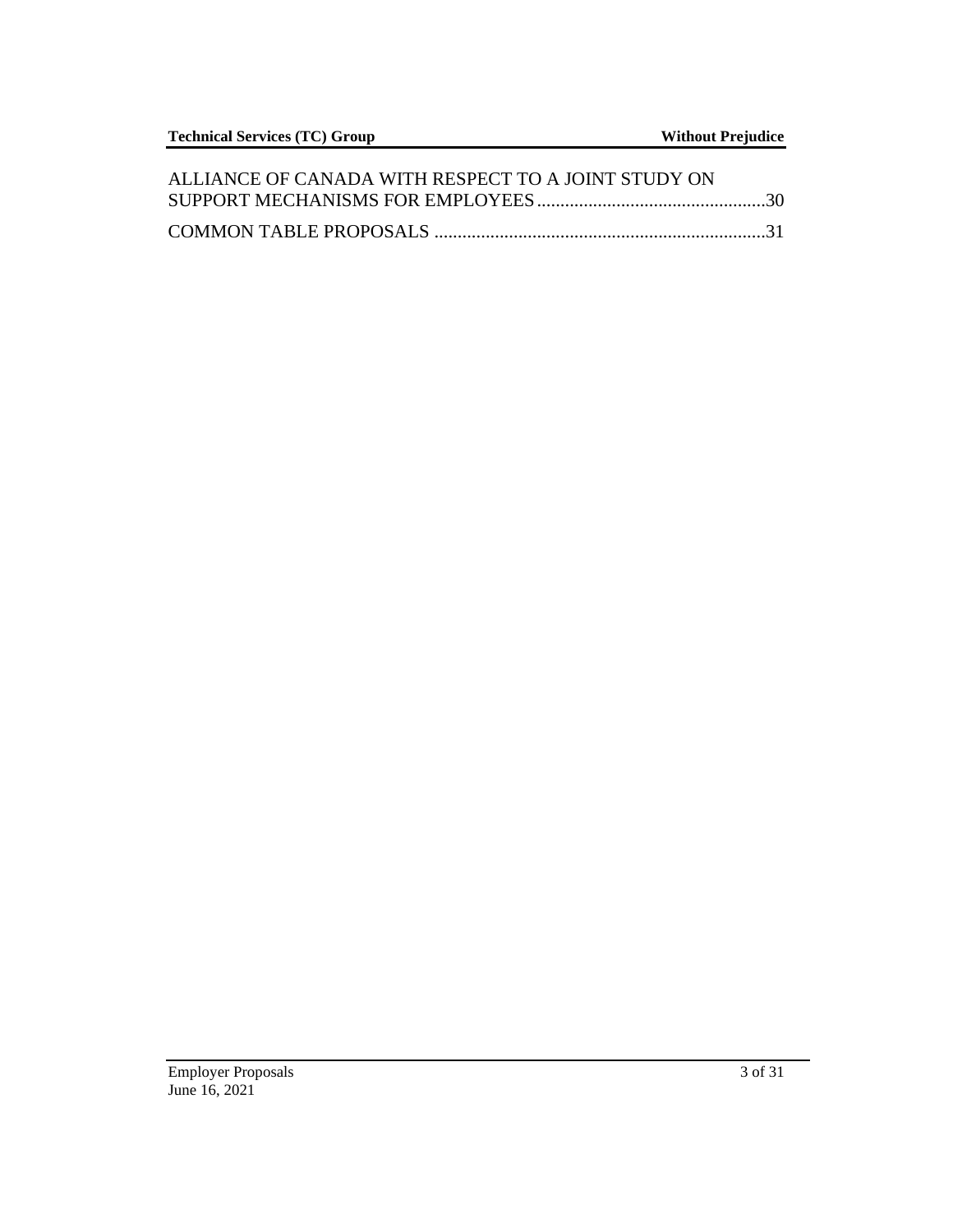ALLIANCE OF CANADA WITH RESPECT TO A JOINT STUDY ON SUPPORT MECHANISMS FOR EMPLOYEES ................................................30

COMMON TABLE PROPOSALS ......................................................................31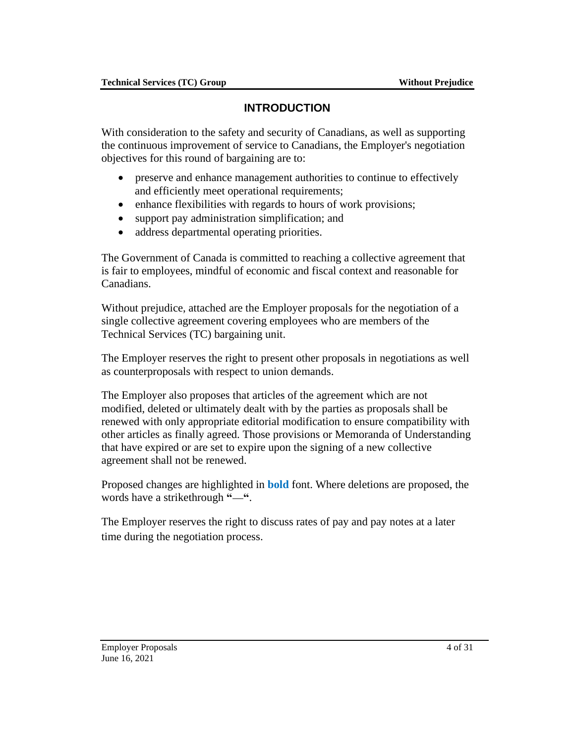## INTRODUCTION

With consideration to the safety and security of Canadians, as well as supporting the continuous improvement of service to Canadians, the Employer's negotiation objectives for this round of bargaining are to:

- preserve and enhance management authorities to continue to effectively and efficiently meet operational requirements;
- enhance flexibilities with regards to hours of work provisions;
- support pay administration simplification; and
- address departmental operating priorities.

The Government of Canada is committed to reaching a collective agreement that is fair to employees, mindful of economic and fiscal context and reasonable for Canadians.

Without prejudice, attached are the Employer proposals for the negotiation of a single collective agreement covering employees who are members of the Technical Services (TC) bargaining unit.

The Employer reserves the right to present other proposals in negotiations as well as counterproposals with respect to union demands.

The Employer also proposes that articles of the agreement which are not modified, deleted or ultimately dealt with by the parties as proposals shall be renewed with only appropriate editorial modification to ensure compatibility with other articles as finally agreed. Those provisions or Memoranda of Understanding that have expired or are set to expire upon the signing of a new collective agreement shall not be renewed.

Proposed changes are highlighted in **bold** font. Where deletions are proposed, the words have a strikethrough **"—"**.

The Employer reserves the right to discuss rates of pay and pay notes at a later time during the negotiation process.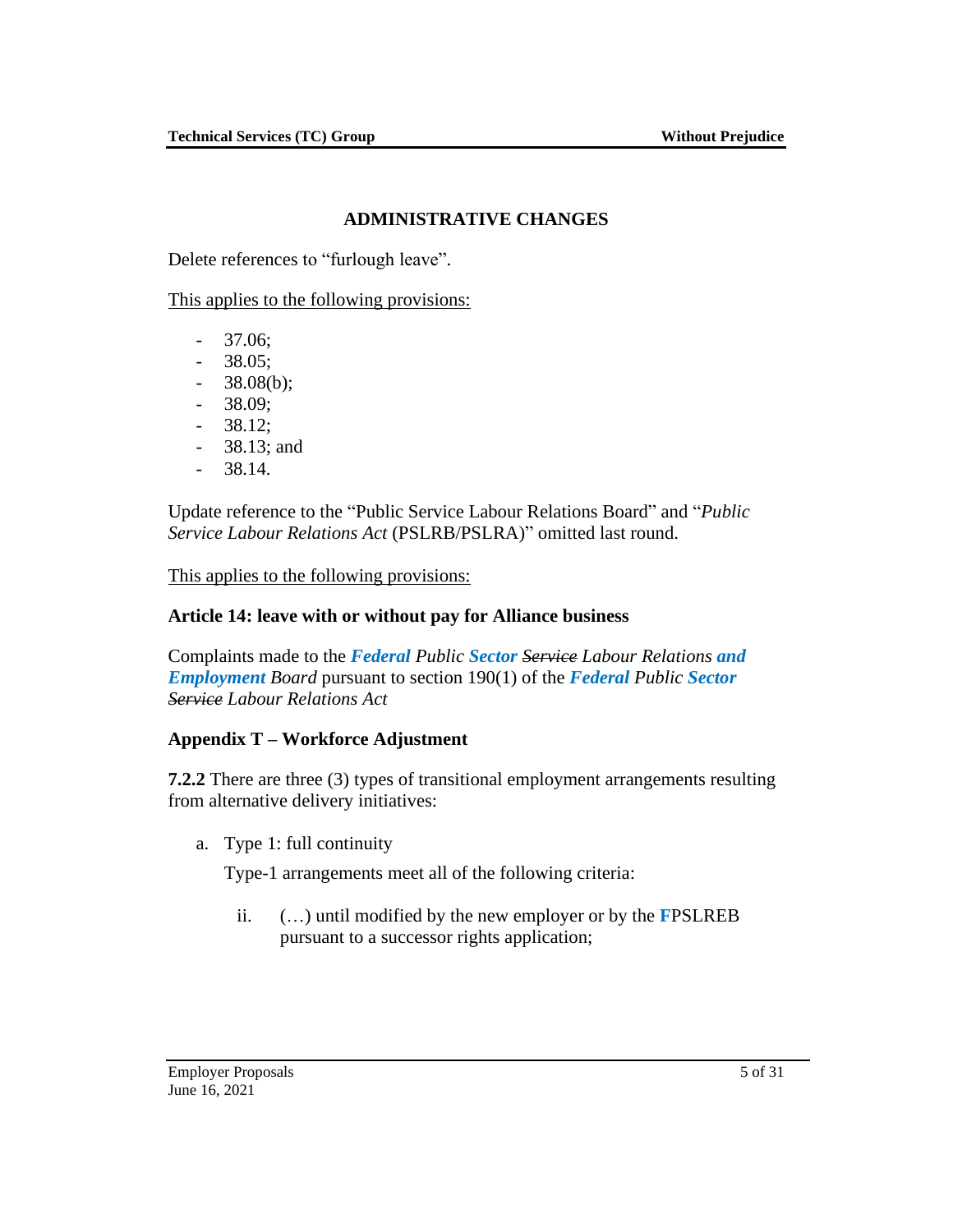## ADMINISTRATIVE CHANGES

Delete references to "furlough leave".

<u>This applies to the following provisions:</u>

- 37.06;
- 38.05;
- 38.08(b);
- 38.09;
- 38.12;
- 38.13; and
- 38.14.

Update reference to the "Public Service Labour Relations Board" and "*Public Service Labour Relations Act* (PSLRB/PSLRA)" omitted last round.

<u>This applies to the following provisions:</u>

**Article 14: leave with or without pay for Alliance business**

Complaints made to the ***Federal*** *Public* ***Sector*** ~~*Service*~~ *Labour Relations* ***and Employment*** *Board* pursuant to section 190(1) of the ***Federal*** *Public* ***Sector*** ~~*Service*~~ *Labour Relations Act*

**Appendix T – Workforce Adjustment**

**7.2.2** There are three (3) types of transitional employment arrangements resulting from alternative delivery initiatives:

a. Type 1: full continuity

   Type-1 arrangements meet all of the following criteria:

   ii. (…) until modified by the new employer or by the **F**PSLREB pursuant to a successor rights application;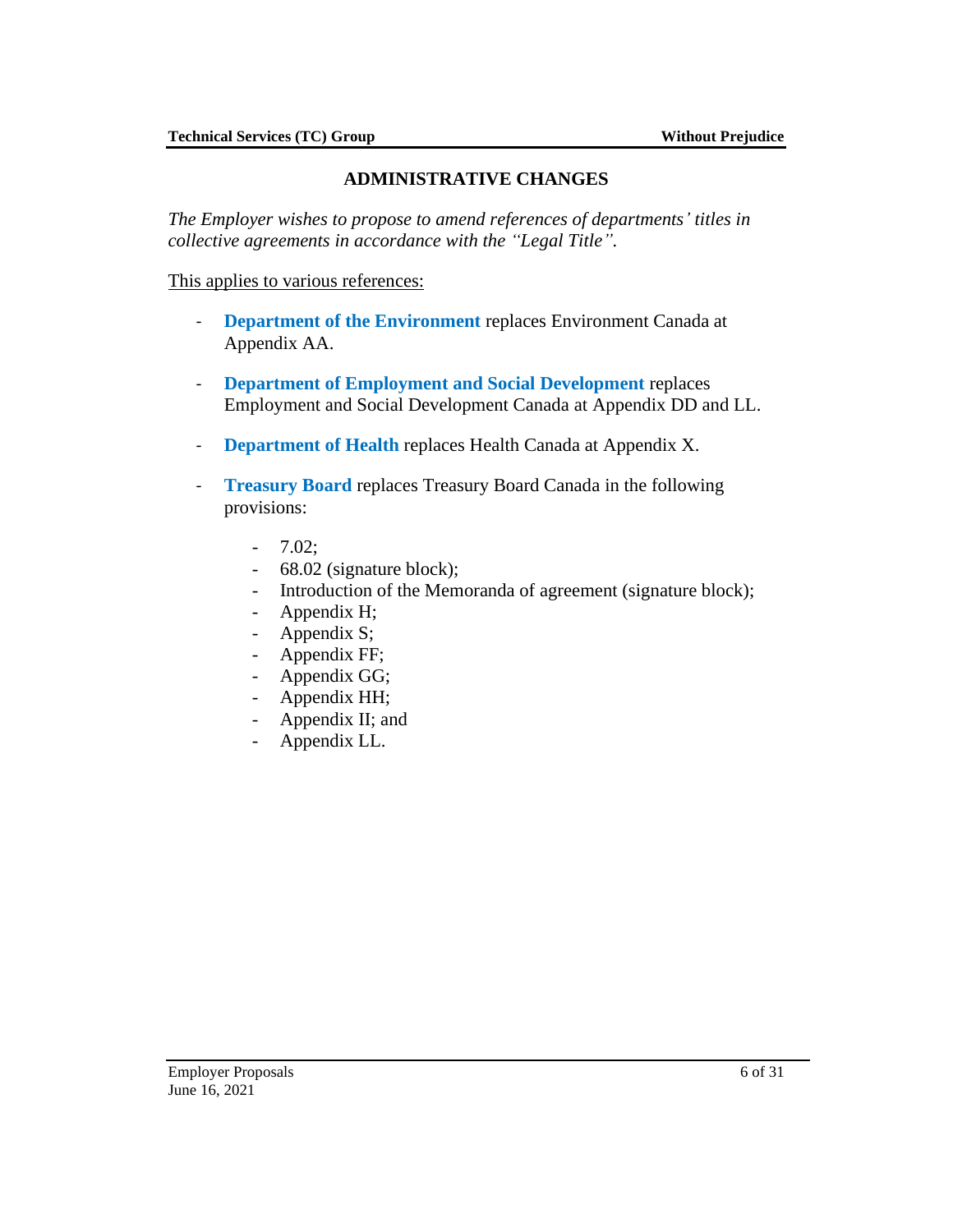## ADMINISTRATIVE CHANGES

*The Employer wishes to propose to amend references of departments' titles in collective agreements in accordance with the "Legal Title".*

This applies to various references:

- **Department of the Environment** replaces Environment Canada at Appendix AA.
- **Department of Employment and Social Development** replaces Employment and Social Development Canada at Appendix DD and LL.
- **Department of Health** replaces Health Canada at Appendix X.
- **Treasury Board** replaces Treasury Board Canada in the following provisions:
  - 7.02;
  - 68.02 (signature block);
  - Introduction of the Memoranda of agreement (signature block);
  - Appendix H;
  - Appendix S;
  - Appendix FF;
  - Appendix GG;
  - Appendix HH;
  - Appendix II; and
  - Appendix LL.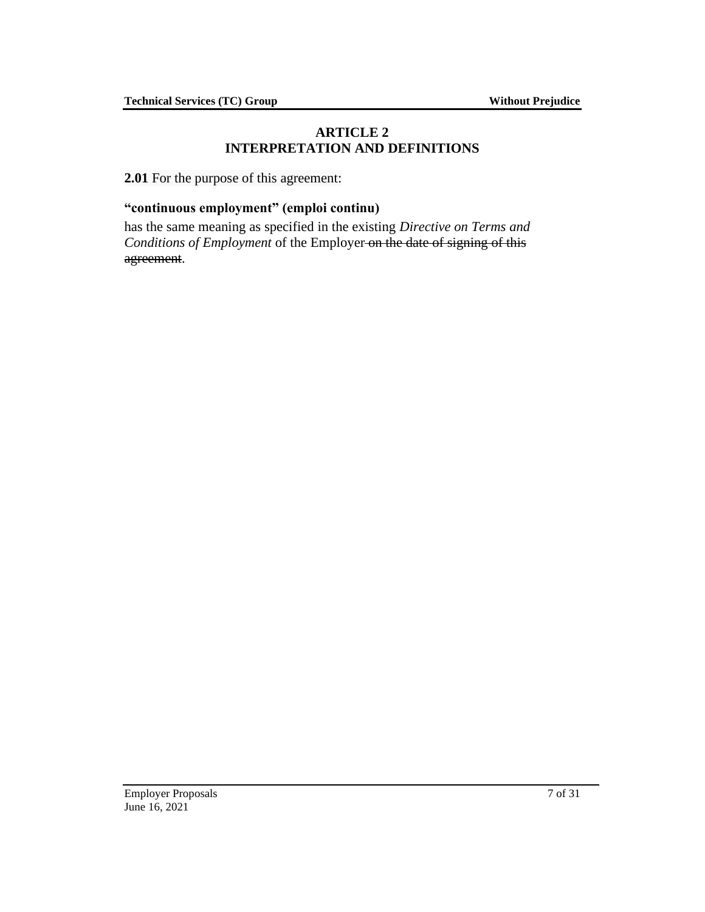# ARTICLE 2
# INTERPRETATION AND DEFINITIONS

**2.01** For the purpose of this agreement:

**"continuous employment" (emploi continu)**

has the same meaning as specified in the existing *Directive on Terms and Conditions of Employment* of the Employer ~~on the date of signing of this agreement~~.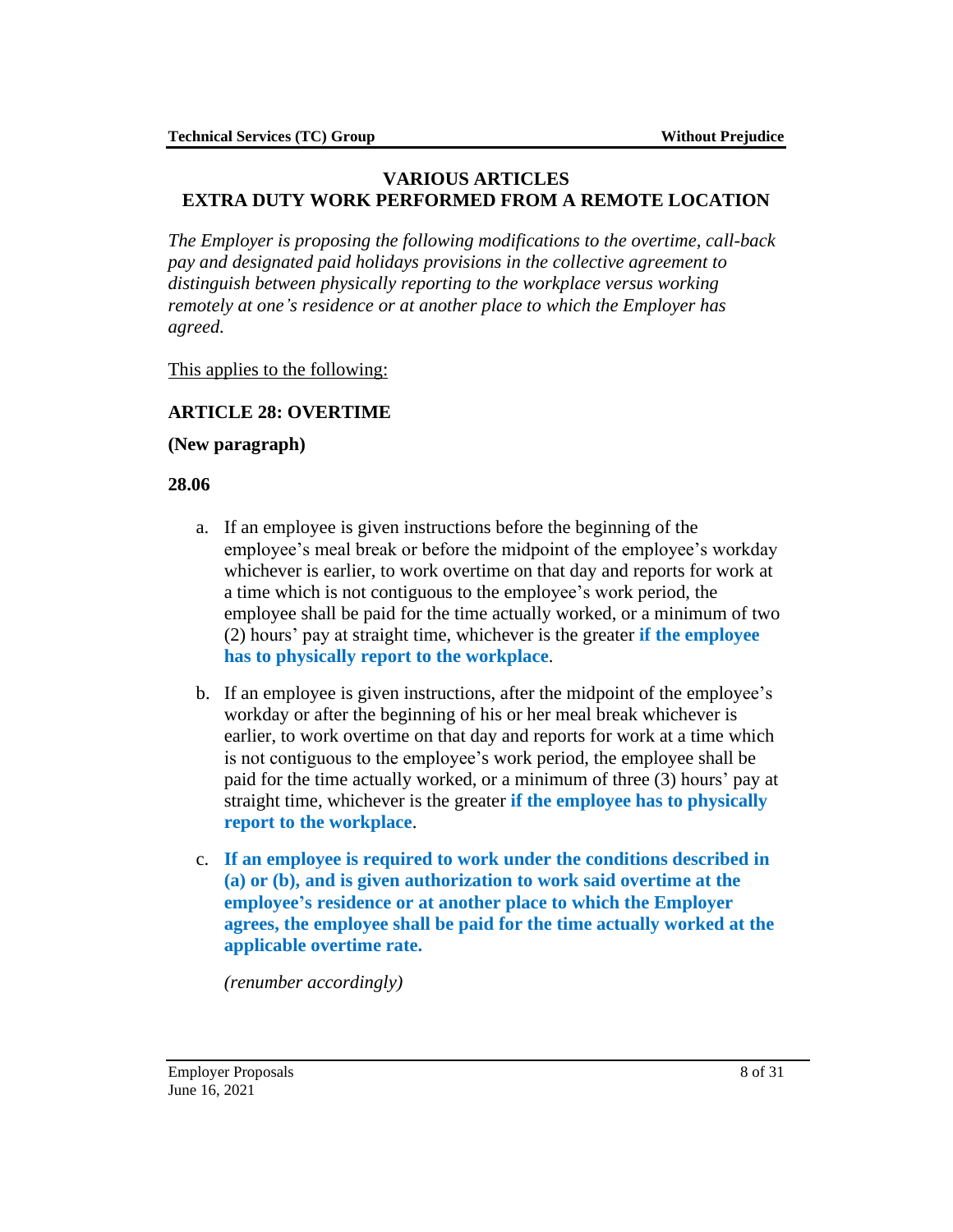## VARIOUS ARTICLES
## EXTRA DUTY WORK PERFORMED FROM A REMOTE LOCATION

*The Employer is proposing the following modifications to the overtime, call-back pay and designated paid holidays provisions in the collective agreement to distinguish between physically reporting to the workplace versus working remotely at one's residence or at another place to which the Employer has agreed.*

<u>This applies to the following:</u>

### ARTICLE 28: OVERTIME

**(New paragraph)**

**28.06**

a. If an employee is given instructions before the beginning of the employee's meal break or before the midpoint of the employee's workday whichever is earlier, to work overtime on that day and reports for work at a time which is not contiguous to the employee's work period, the employee shall be paid for the time actually worked, or a minimum of two (2) hours' pay at straight time, whichever is the greater **if the employee has to physically report to the workplace**.

b. If an employee is given instructions, after the midpoint of the employee's workday or after the beginning of his or her meal break whichever is earlier, to work overtime on that day and reports for work at a time which is not contiguous to the employee's work period, the employee shall be paid for the time actually worked, or a minimum of three (3) hours' pay at straight time, whichever is the greater **if the employee has to physically report to the workplace**.

c. **If an employee is required to work under the conditions described in (a) or (b), and is given authorization to work said overtime at the employee's residence or at another place to which the Employer agrees, the employee shall be paid for the time actually worked at the applicable overtime rate.**

*(renumber accordingly)*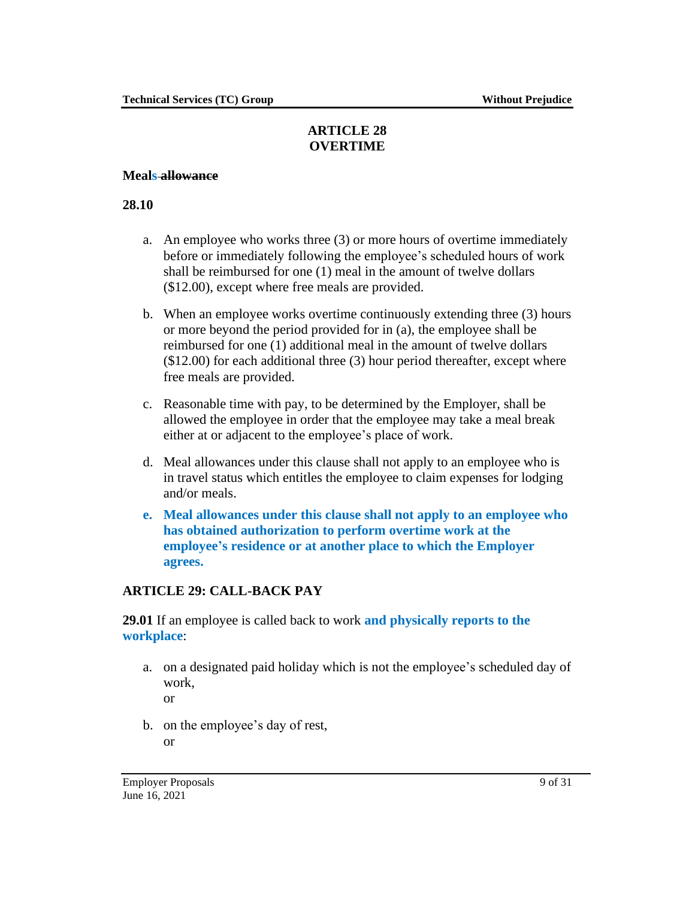## ARTICLE 28
## OVERTIME

**Meals ~~allowance~~**

**28.10**

a. An employee who works three (3) or more hours of overtime immediately before or immediately following the employee's scheduled hours of work shall be reimbursed for one (1) meal in the amount of twelve dollars ($12.00), except where free meals are provided.

b. When an employee works overtime continuously extending three (3) hours or more beyond the period provided for in (a), the employee shall be reimbursed for one (1) additional meal in the amount of twelve dollars ($12.00) for each additional three (3) hour period thereafter, except where free meals are provided.

c. Reasonable time with pay, to be determined by the Employer, shall be allowed the employee in order that the employee may take a meal break either at or adjacent to the employee's place of work.

d. Meal allowances under this clause shall not apply to an employee who is in travel status which entitles the employee to claim expenses for lodging and/or meals.

**e. Meal allowances under this clause shall not apply to an employee who has obtained authorization to perform overtime work at the employee's residence or at another place to which the Employer agrees.**

## ARTICLE 29: CALL-BACK PAY

**29.01** If an employee is called back to work **and physically reports to the workplace**:

a. on a designated paid holiday which is not the employee's scheduled day of work,
   or

b. on the employee's day of rest,
   or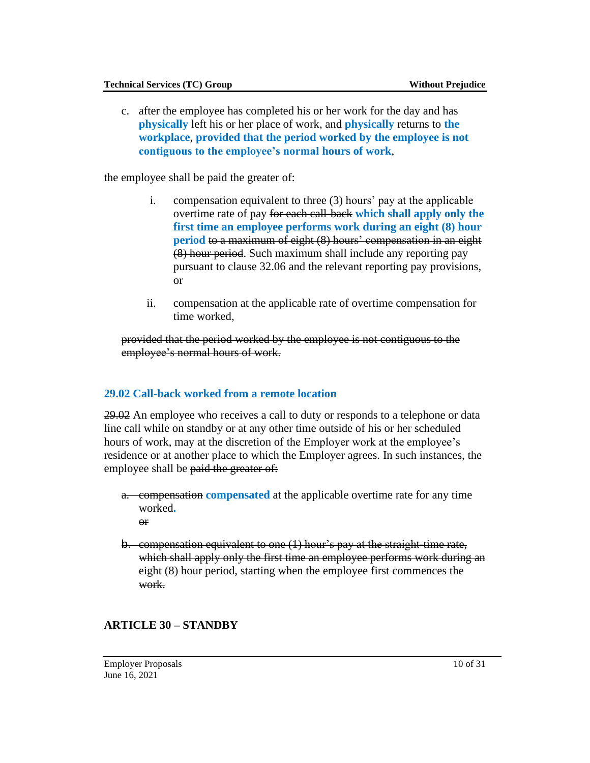c. after the employee has completed his or her work for the day and has **physically** left his or her place of work, and **physically** returns to **the workplace**, **provided that the period worked by the employee is not contiguous to the employee's normal hours of work**,

the employee shall be paid the greater of:

i. compensation equivalent to three (3) hours' pay at the applicable overtime rate of pay ~~for each call-back~~ **which shall apply only the first time an employee performs work during an eight (8) hour period** ~~to a maximum of eight (8) hours' compensation in an eight (8) hour period~~. Such maximum shall include any reporting pay pursuant to clause 32.06 and the relevant reporting pay provisions, or

ii. compensation at the applicable rate of overtime compensation for time worked,

~~provided that the period worked by the employee is not contiguous to the employee's normal hours of work.~~

### 29.02 Call-back worked from a remote location

~~29.02~~ An employee who receives a call to duty or responds to a telephone or data line call while on standby or at any other time outside of his or her scheduled hours of work, may at the discretion of the Employer work at the employee's residence or at another place to which the Employer agrees. In such instances, the employee shall be ~~paid the greater of:~~

~~a.~~ ~~compensation~~ **compensated** at the applicable overtime rate for any time worked**.**
~~or~~

~~b. compensation equivalent to one (1) hour's pay at the straight-time rate, which shall apply only the first time an employee performs work during an eight (8) hour period, starting when the employee first commences the work.~~

## ARTICLE 30 – STANDBY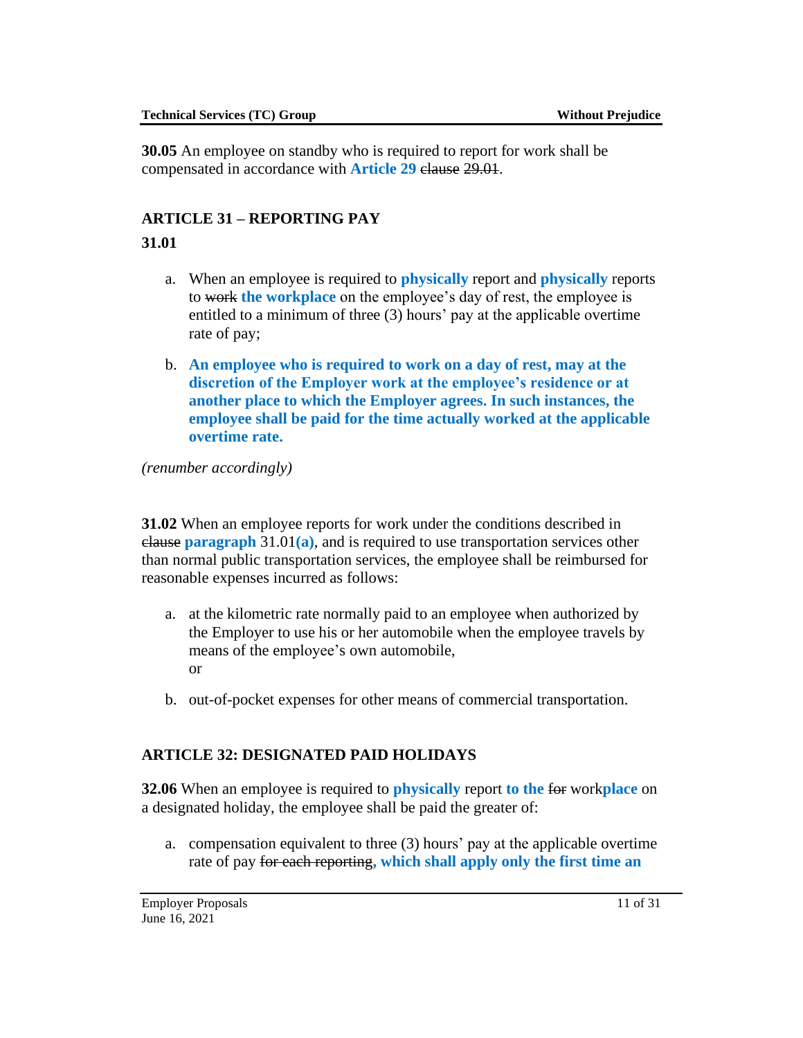**30.05** An employee on standby who is required to report for work shall be compensated in accordance with **Article 29** ~~clause~~ ~~29.01~~.

## ARTICLE 31 – REPORTING PAY

**31.01**

a. When an employee is required to **physically** report and **physically** reports to ~~work~~ **the workplace** on the employee's day of rest, the employee is entitled to a minimum of three (3) hours' pay at the applicable overtime rate of pay;

b. **An employee who is required to work on a day of rest, may at the discretion of the Employer work at the employee's residence or at another place to which the Employer agrees. In such instances, the employee shall be paid for the time actually worked at the applicable overtime rate.**

*(renumber accordingly)*

**31.02** When an employee reports for work under the conditions described in ~~clause~~ **paragraph** 31.01**(a)**, and is required to use transportation services other than normal public transportation services, the employee shall be reimbursed for reasonable expenses incurred as follows:

a. at the kilometric rate normally paid to an employee when authorized by the Employer to use his or her automobile when the employee travels by means of the employee's own automobile,
or

b. out-of-pocket expenses for other means of commercial transportation.

## ARTICLE 32: DESIGNATED PAID HOLIDAYS

**32.06** When an employee is required to **physically** report **to the** ~~for~~ work**place** on a designated holiday, the employee shall be paid the greater of:

a. compensation equivalent to three (3) hours' pay at the applicable overtime rate of pay ~~for each reporting~~**, which shall apply only the first time an**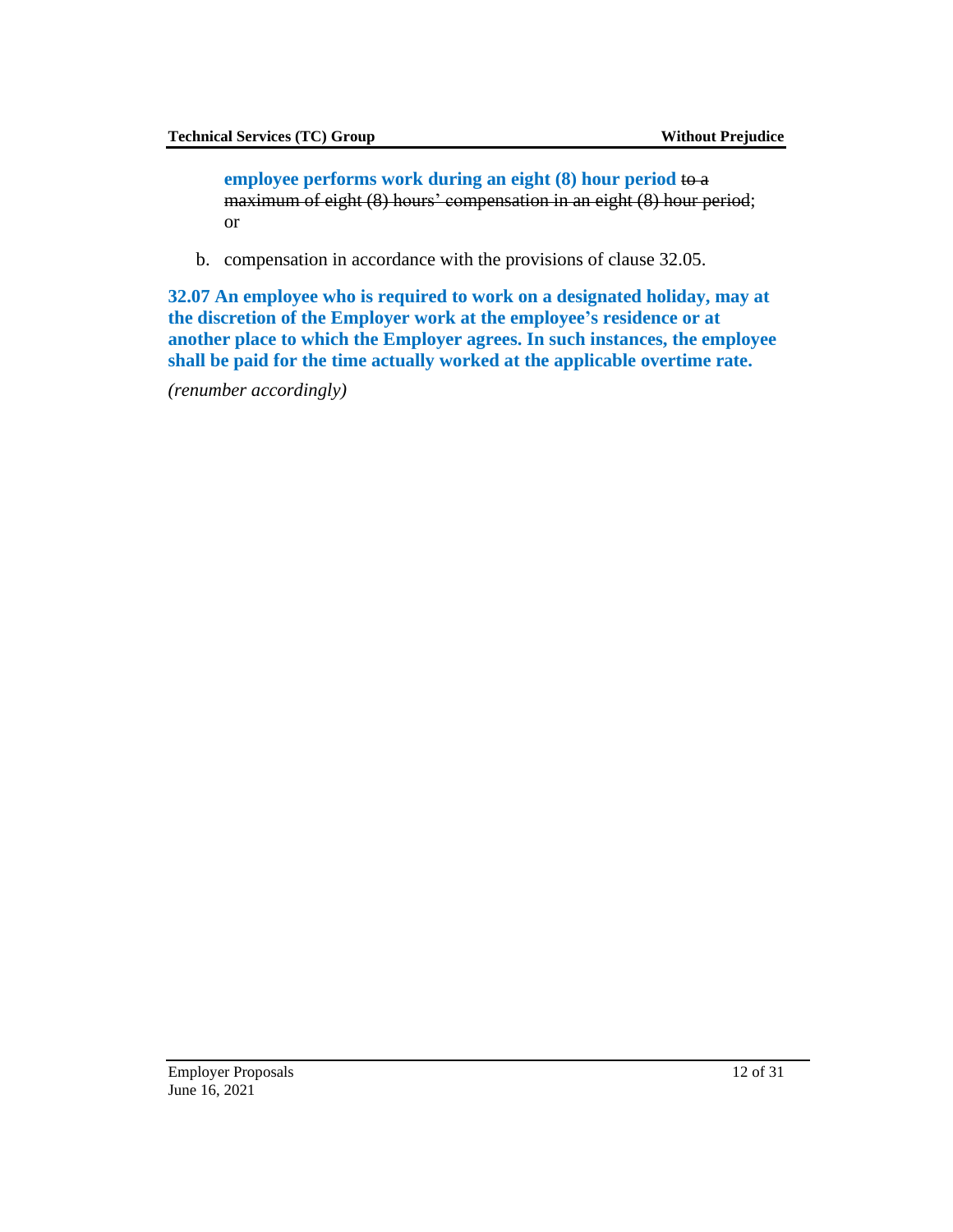**employee performs work during an eight (8) hour period** ~~to a maximum of eight (8) hours' compensation in an eight (8) hour period~~; or

b. compensation in accordance with the provisions of clause 32.05.

**32.07 An employee who is required to work on a designated holiday, may at the discretion of the Employer work at the employee's residence or at another place to which the Employer agrees. In such instances, the employee shall be paid for the time actually worked at the applicable overtime rate.**

*(renumber accordingly)*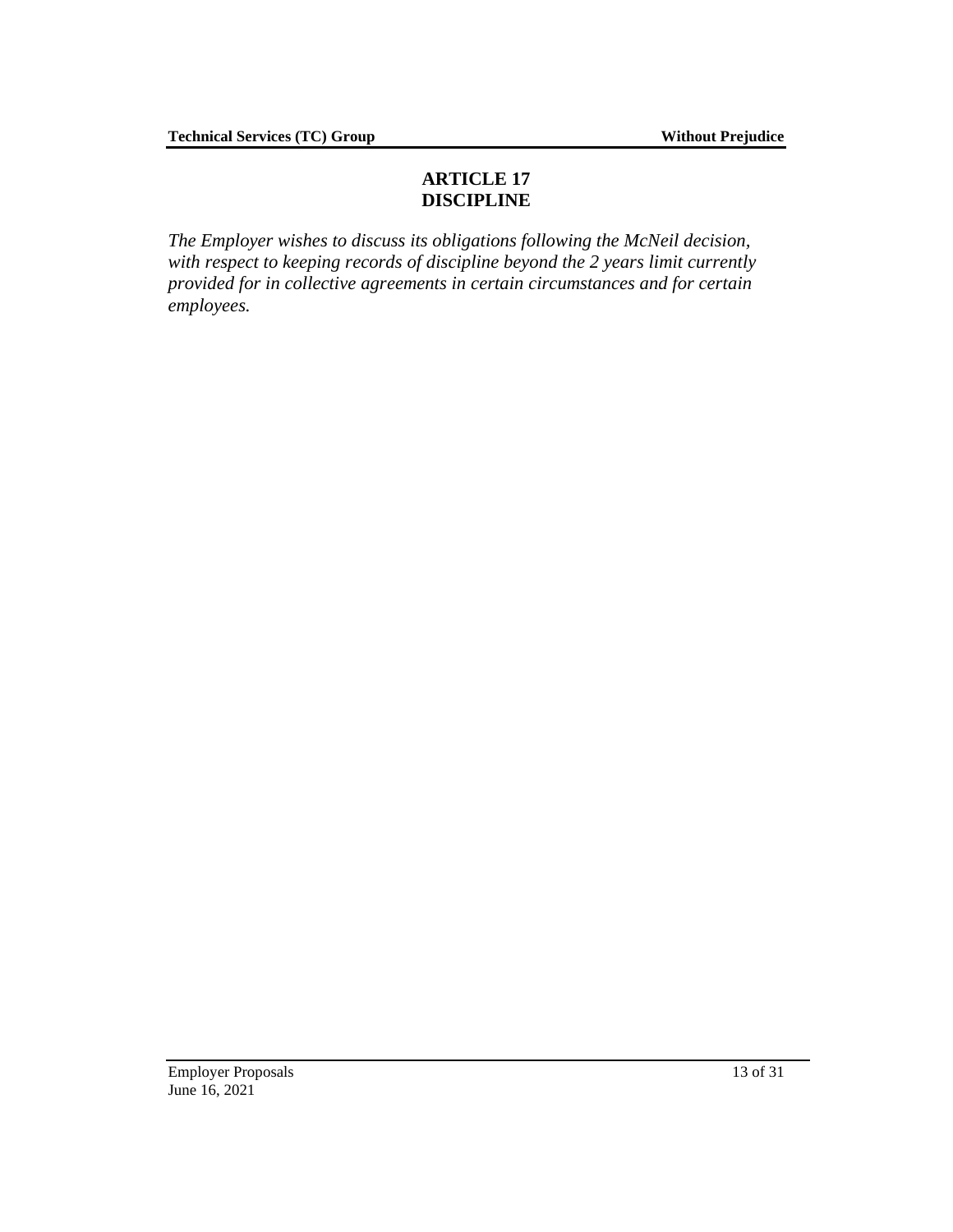# ARTICLE 17
# DISCIPLINE

*The Employer wishes to discuss its obligations following the McNeil decision, with respect to keeping records of discipline beyond the 2 years limit currently provided for in collective agreements in certain circumstances and for certain employees.*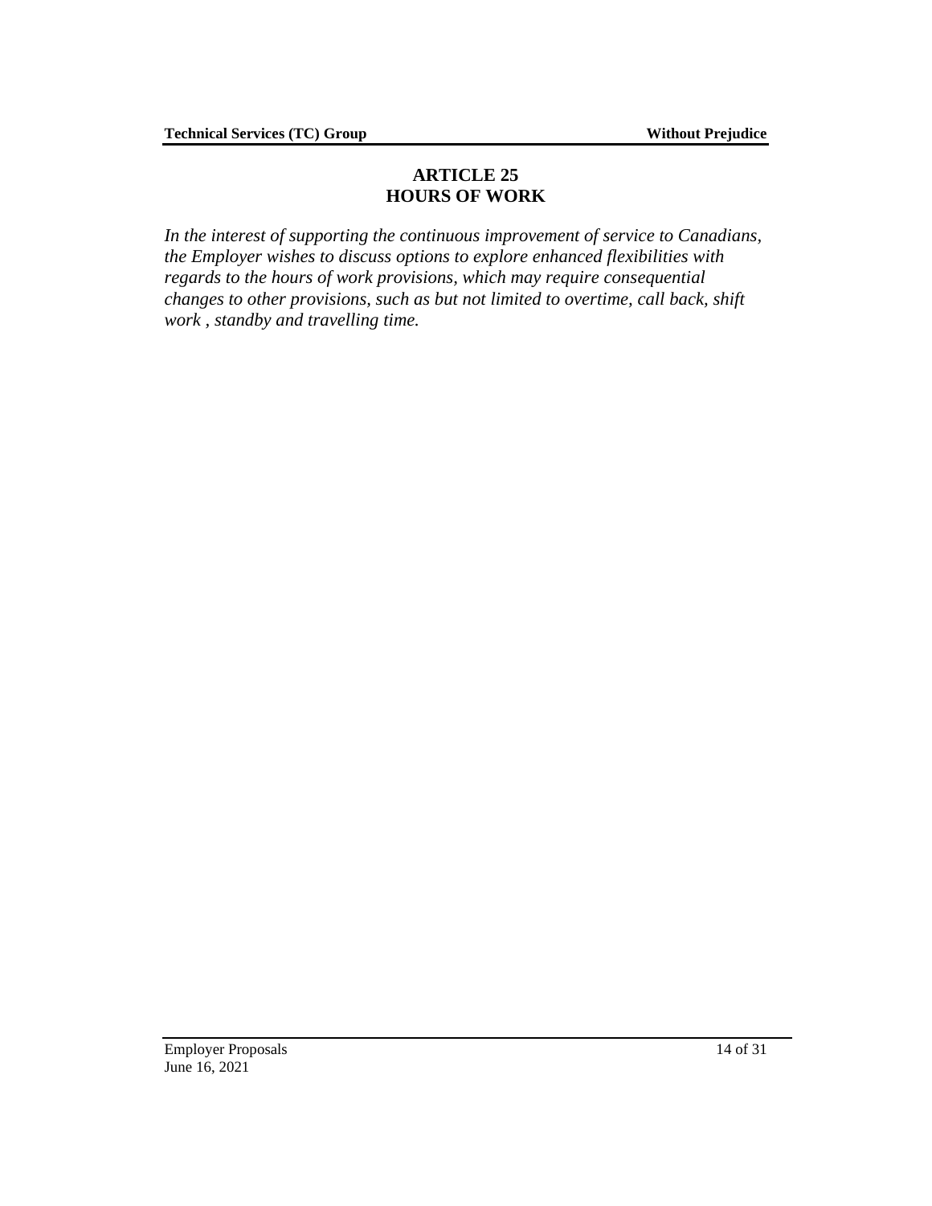# ARTICLE 25
# HOURS OF WORK

*In the interest of supporting the continuous improvement of service to Canadians, the Employer wishes to discuss options to explore enhanced flexibilities with regards to the hours of work provisions, which may require consequential changes to other provisions, such as but not limited to overtime, call back, shift work , standby and travelling time.*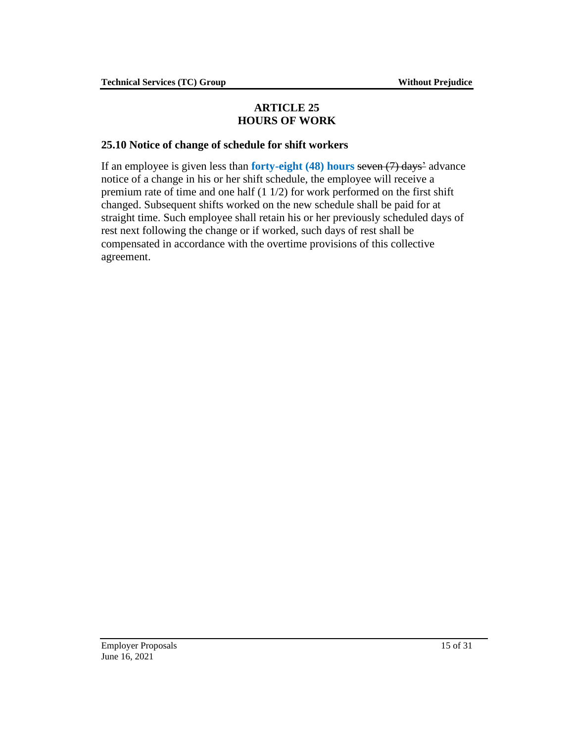# ARTICLE 25
# HOURS OF WORK

### 25.10 Notice of change of schedule for shift workers

If an employee is given less than **forty-eight (48) hours** ~~seven (7) days'~~ advance notice of a change in his or her shift schedule, the employee will receive a premium rate of time and one half (1 1/2) for work performed on the first shift changed. Subsequent shifts worked on the new schedule shall be paid for at straight time. Such employee shall retain his or her previously scheduled days of rest next following the change or if worked, such days of rest shall be compensated in accordance with the overtime provisions of this collective agreement.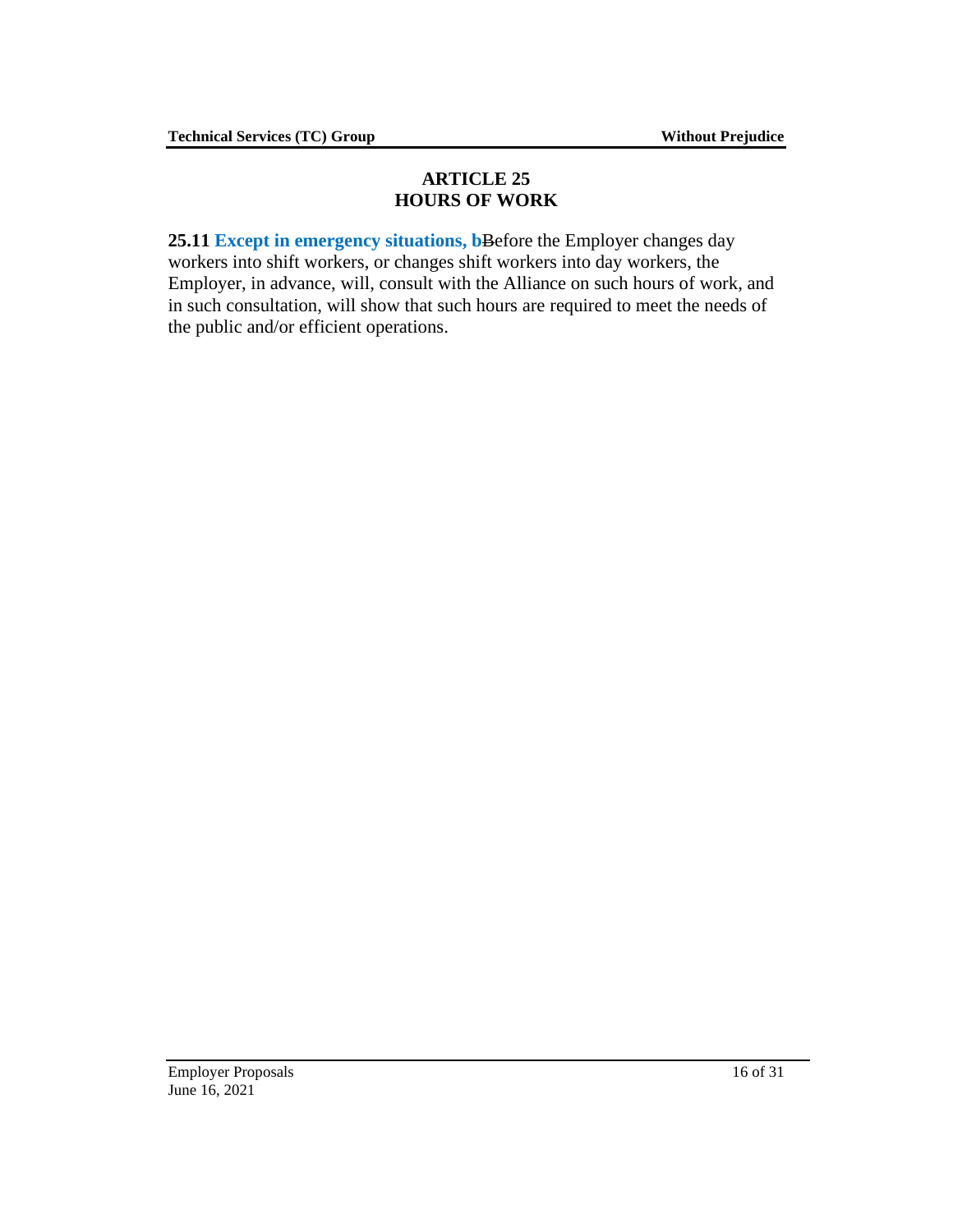## ARTICLE 25
## HOURS OF WORK

**25.11** **Except in emergency situations, b**~~B~~efore the Employer changes day workers into shift workers, or changes shift workers into day workers, the Employer, in advance, will, consult with the Alliance on such hours of work, and in such consultation, will show that such hours are required to meet the needs of the public and/or efficient operations.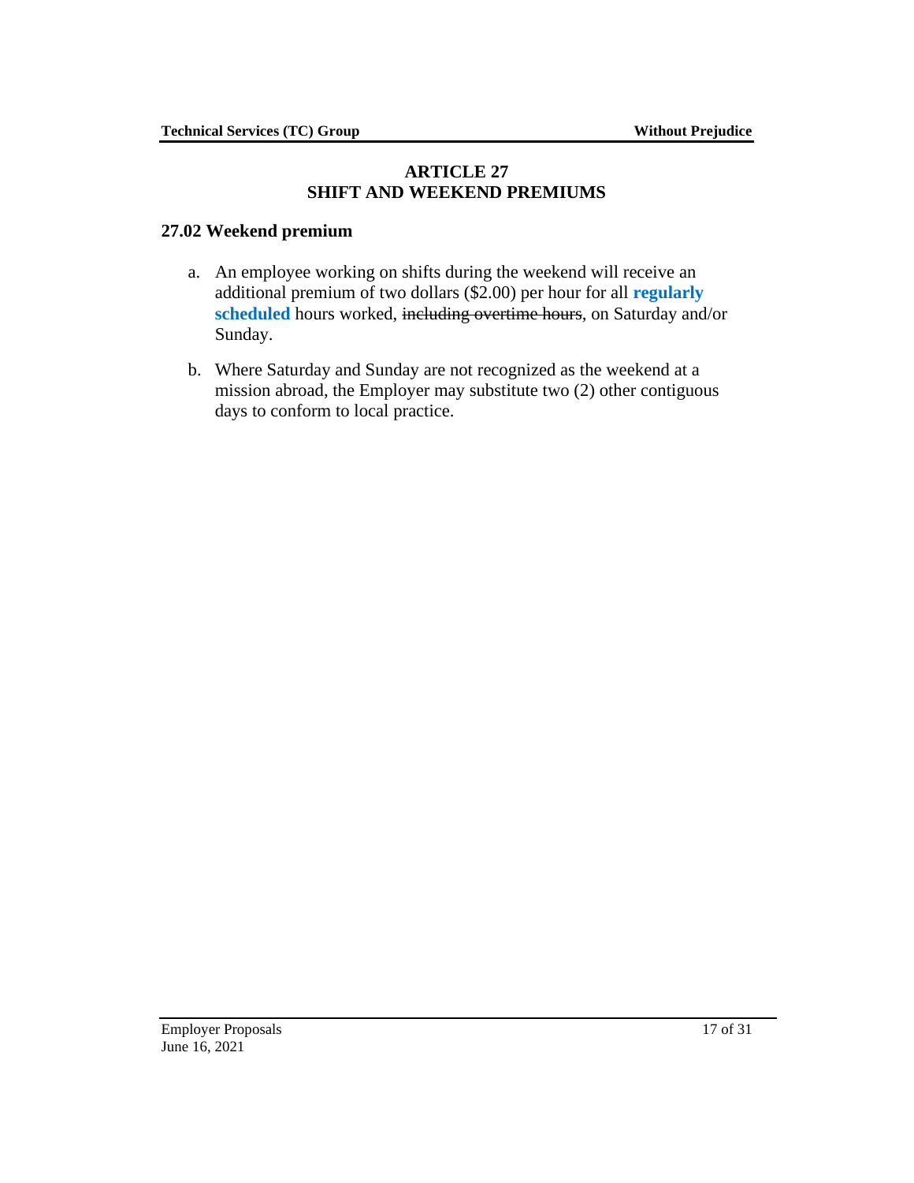# ARTICLE 27
# SHIFT AND WEEKEND PREMIUMS

## 27.02 Weekend premium

a. An employee working on shifts during the weekend will receive an additional premium of two dollars ($2.00) per hour for all **regularly scheduled** hours worked, ~~including overtime hours~~, on Saturday and/or Sunday.

b. Where Saturday and Sunday are not recognized as the weekend at a mission abroad, the Employer may substitute two (2) other contiguous days to conform to local practice.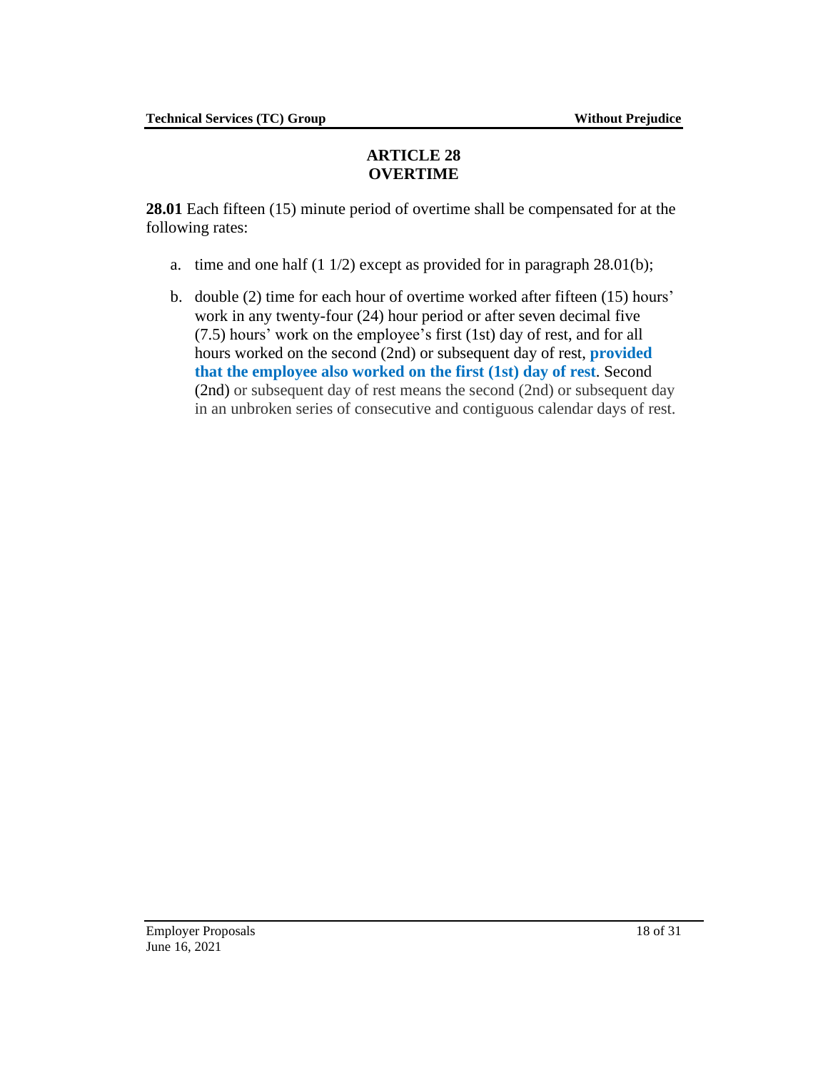# ARTICLE 28
# OVERTIME

**28.01** Each fifteen (15) minute period of overtime shall be compensated for at the following rates:

a. time and one half (1 1/2) except as provided for in paragraph 28.01(b);

b. double (2) time for each hour of overtime worked after fifteen (15) hours' work in any twenty-four (24) hour period or after seven decimal five (7.5) hours' work on the employee's first (1st) day of rest, and for all hours worked on the second (2nd) or subsequent day of rest, **provided that the employee also worked on the first (1st) day of rest**. Second (2nd) or subsequent day of rest means the second (2nd) or subsequent day in an unbroken series of consecutive and contiguous calendar days of rest.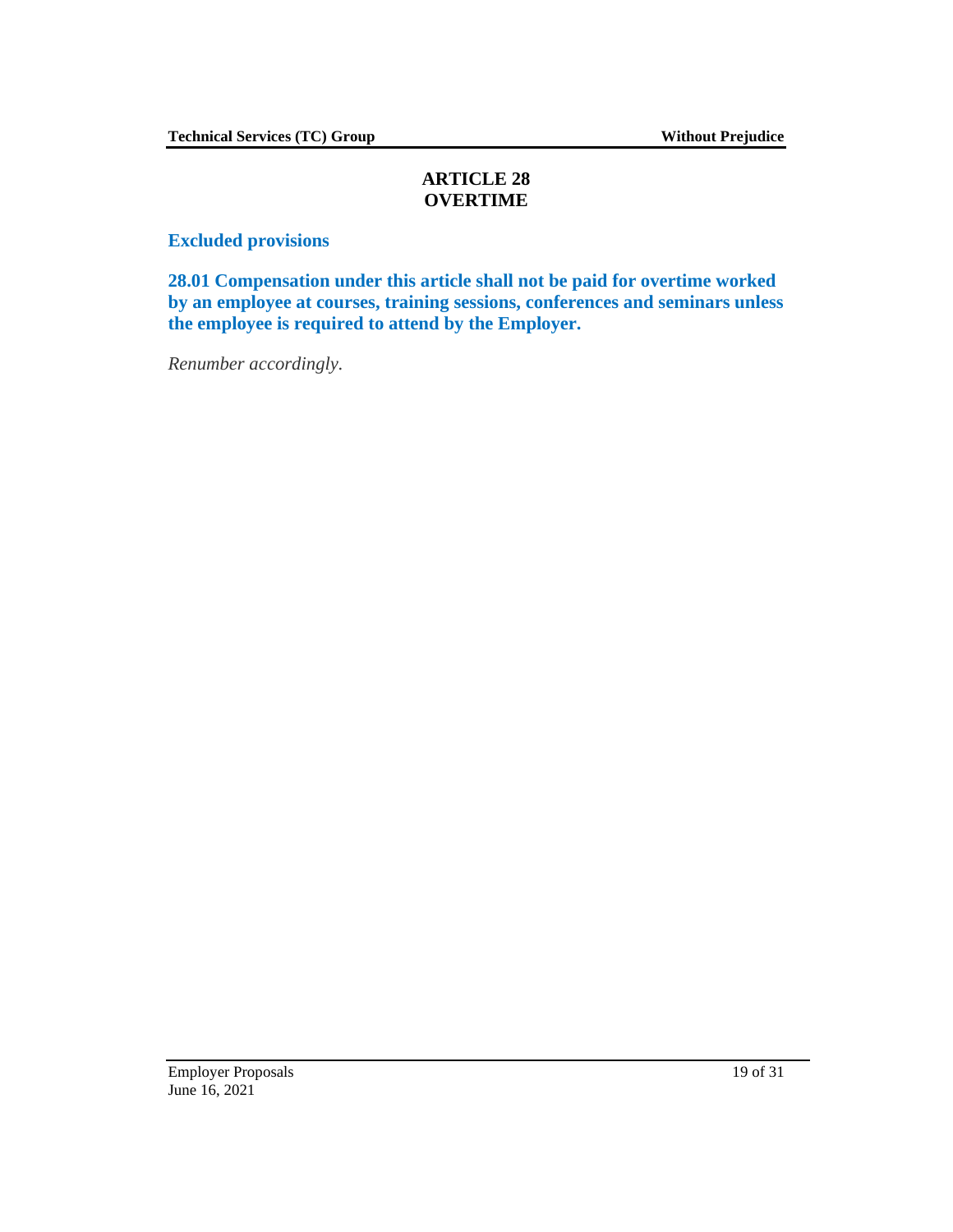# ARTICLE 28
# OVERTIME

**Excluded provisions**

**28.01 Compensation under this article shall not be paid for overtime worked by an employee at courses, training sessions, conferences and seminars unless the employee is required to attend by the Employer.**

*Renumber accordingly.*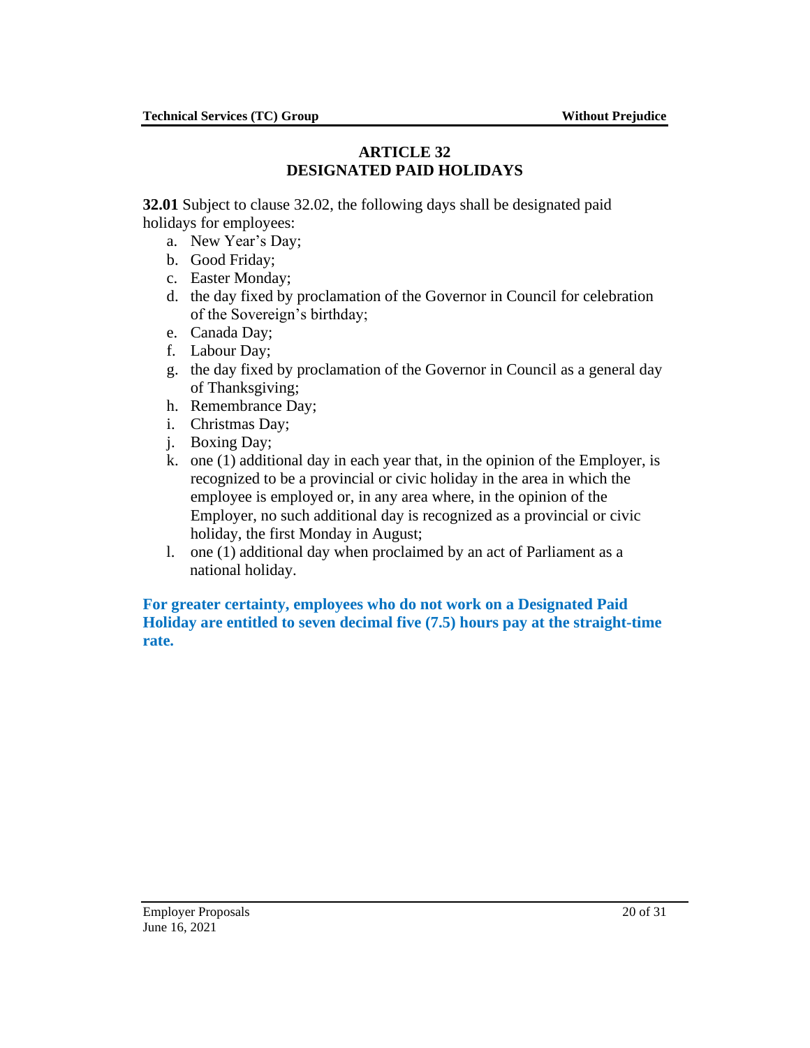# ARTICLE 32
# DESIGNATED PAID HOLIDAYS

**32.01** Subject to clause 32.02, the following days shall be designated paid holidays for employees:

a. New Year's Day;
b. Good Friday;
c. Easter Monday;
d. the day fixed by proclamation of the Governor in Council for celebration of the Sovereign's birthday;
e. Canada Day;
f. Labour Day;
g. the day fixed by proclamation of the Governor in Council as a general day of Thanksgiving;
h. Remembrance Day;
i. Christmas Day;
j. Boxing Day;
k. one (1) additional day in each year that, in the opinion of the Employer, is recognized to be a provincial or civic holiday in the area in which the employee is employed or, in any area where, in the opinion of the Employer, no such additional day is recognized as a provincial or civic holiday, the first Monday in August;
l. one (1) additional day when proclaimed by an act of Parliament as a national holiday.

**For greater certainty, employees who do not work on a Designated Paid Holiday are entitled to seven decimal five (7.5) hours pay at the straight-time rate.**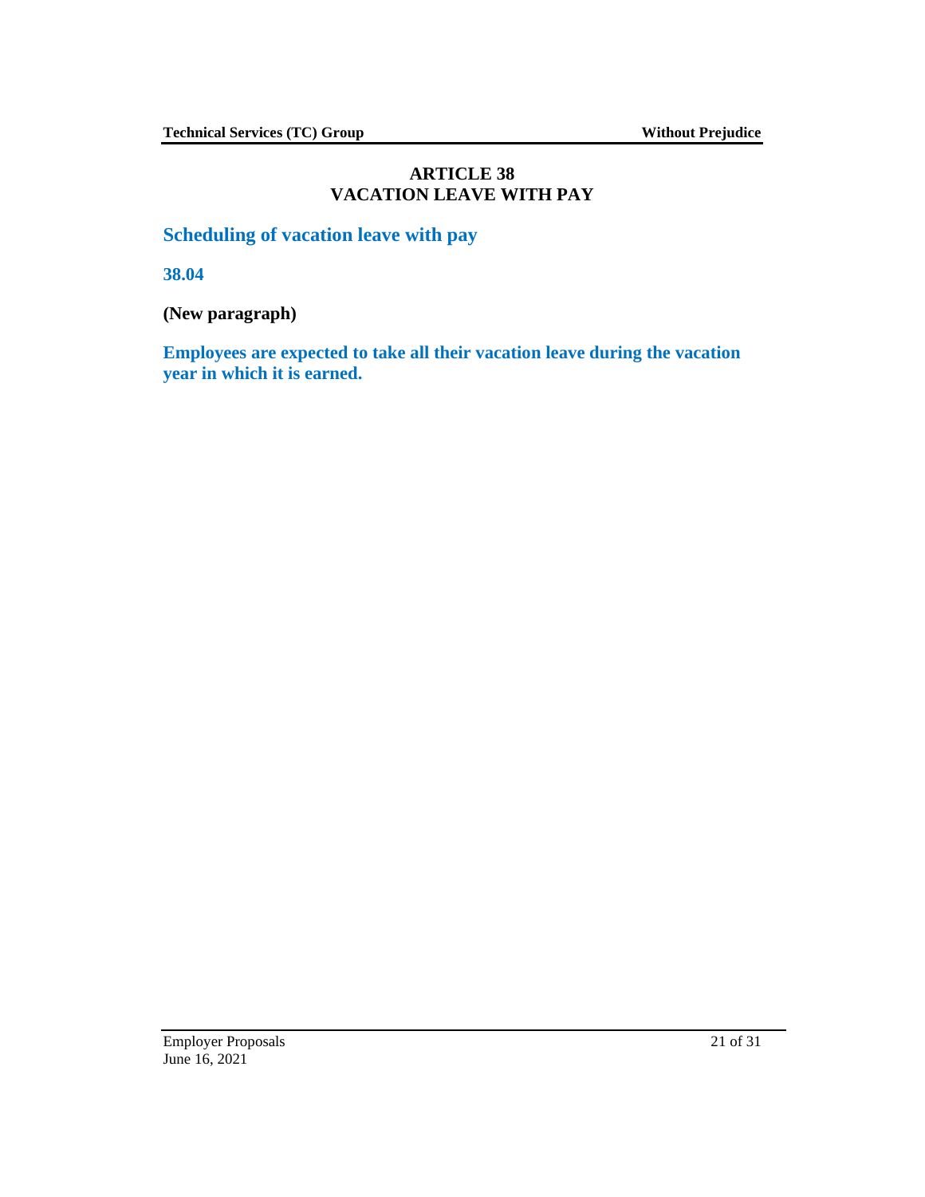# ARTICLE 38
# VACATION LEAVE WITH PAY

## Scheduling of vacation leave with pay

**38.04**

**(New paragraph)**

**Employees are expected to take all their vacation leave during the vacation year in which it is earned.**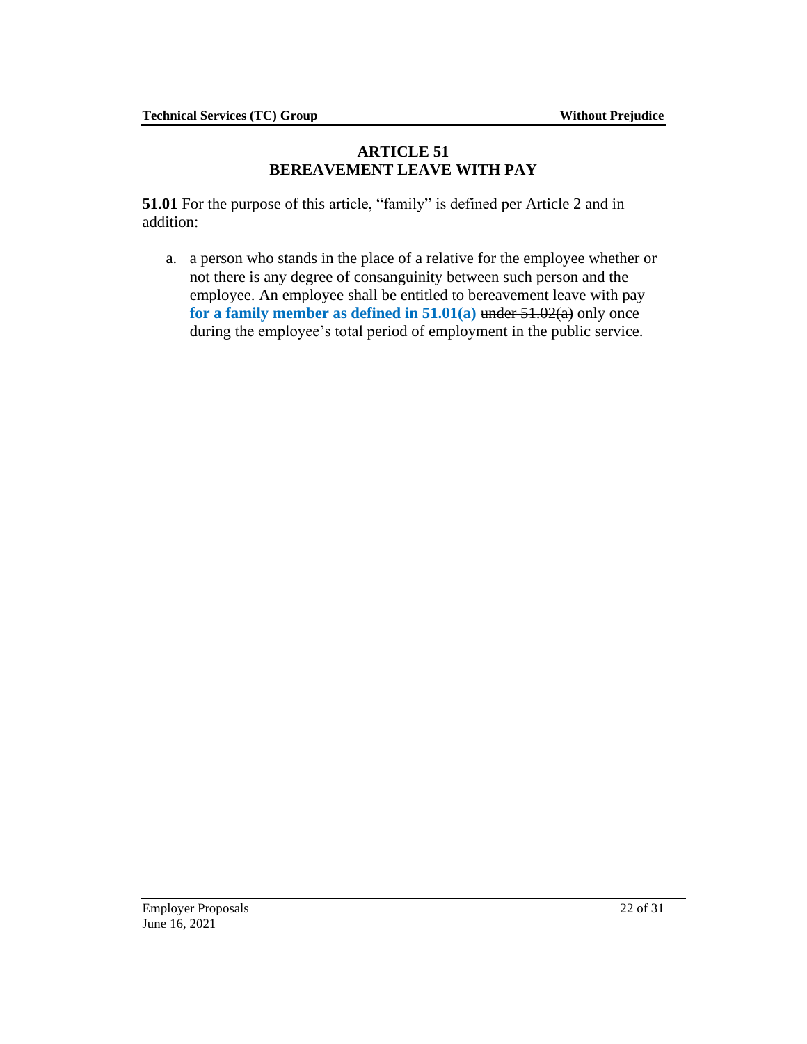## ARTICLE 51
## BEREAVEMENT LEAVE WITH PAY

**51.01** For the purpose of this article, "family" is defined per Article 2 and in addition:

a. a person who stands in the place of a relative for the employee whether or not there is any degree of consanguinity between such person and the employee. An employee shall be entitled to bereavement leave with pay **for a family member as defined in 51.01(a)** ~~under 51.02(a)~~ only once during the employee's total period of employment in the public service.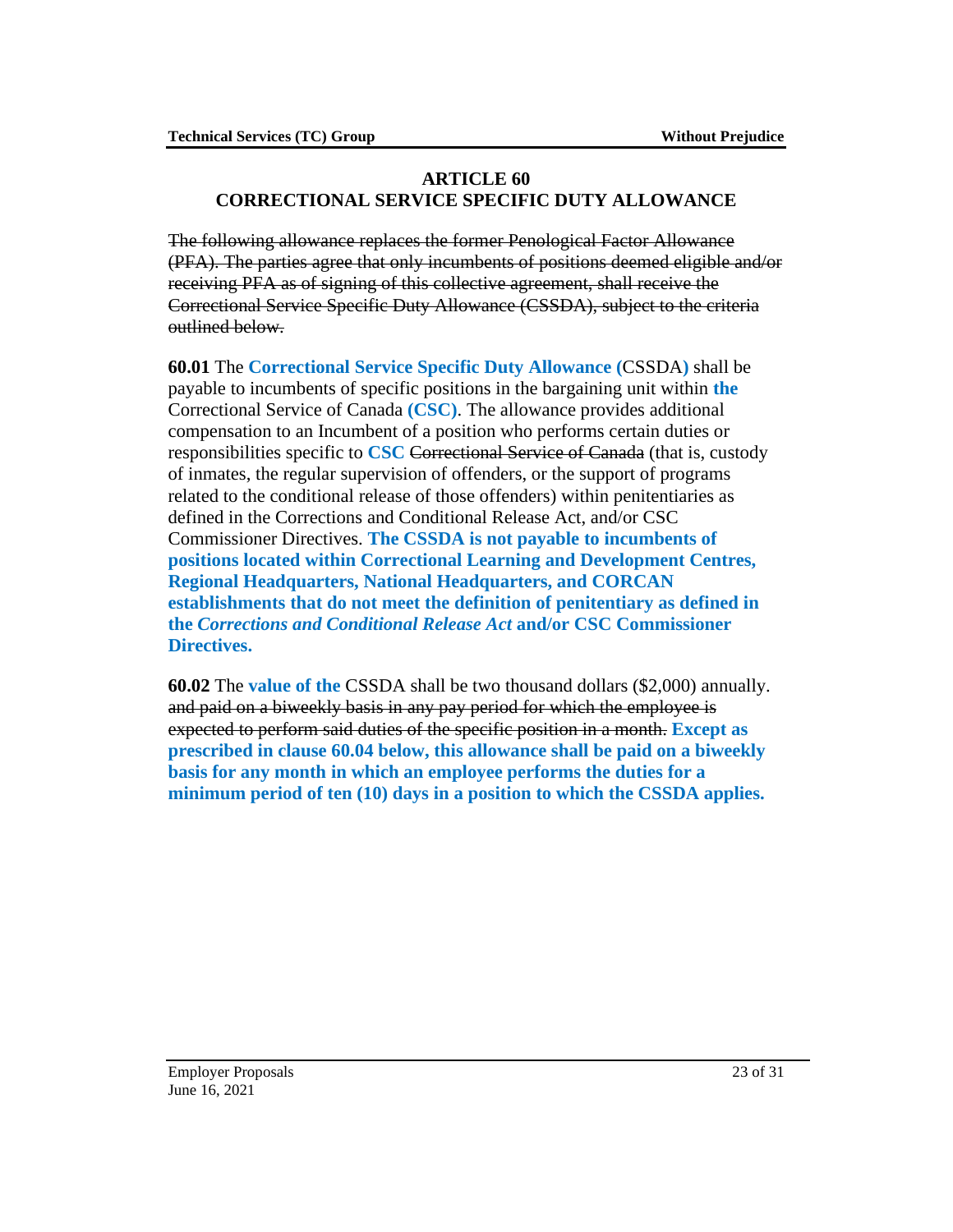## ARTICLE 60
## CORRECTIONAL SERVICE SPECIFIC DUTY ALLOWANCE

~~The following allowance replaces the former Penological Factor Allowance (PFA). The parties agree that only incumbents of positions deemed eligible and/or receiving PFA as of signing of this collective agreement, shall receive the Correctional Service Specific Duty Allowance (CSSDA), subject to the criteria outlined below.~~

**60.01** The **Correctional Service Specific Duty Allowance (**CSSDA**)** shall be payable to incumbents of specific positions in the bargaining unit within **the** Correctional Service of Canada **(CSC)**. The allowance provides additional compensation to an Incumbent of a position who performs certain duties or responsibilities specific to **CSC** ~~Correctional Service of Canada~~ (that is, custody of inmates, the regular supervision of offenders, or the support of programs related to the conditional release of those offenders) within penitentiaries as defined in the Corrections and Conditional Release Act, and/or CSC Commissioner Directives. **The CSSDA is not payable to incumbents of positions located within Correctional Learning and Development Centres, Regional Headquarters, National Headquarters, and CORCAN establishments that do not meet the definition of penitentiary as defined in the *Corrections and Conditional Release Act* and/or CSC Commissioner Directives.**

**60.02** The **value of the** CSSDA shall be two thousand dollars ($2,000) annually. ~~and paid on a biweekly basis in any pay period for which the employee is expected to perform said duties of the specific position in a month.~~ **Except as prescribed in clause 60.04 below, this allowance shall be paid on a biweekly basis for any month in which an employee performs the duties for a minimum period of ten (10) days in a position to which the CSSDA applies.**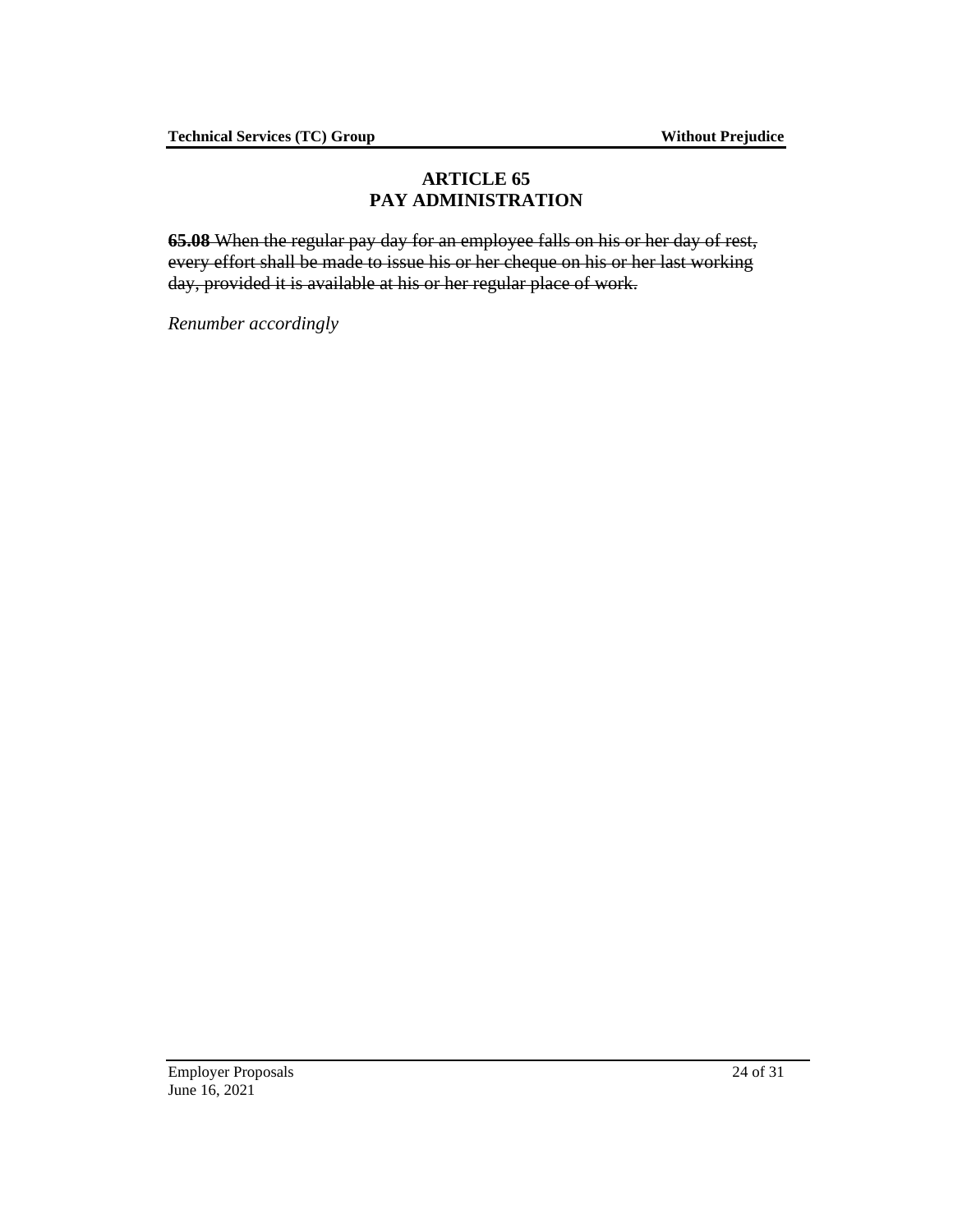## ARTICLE 65
## PAY ADMINISTRATION

~~**65.08** When the regular pay day for an employee falls on his or her day of rest, every effort shall be made to issue his or her cheque on his or her last working day, provided it is available at his or her regular place of work.~~

*Renumber accordingly*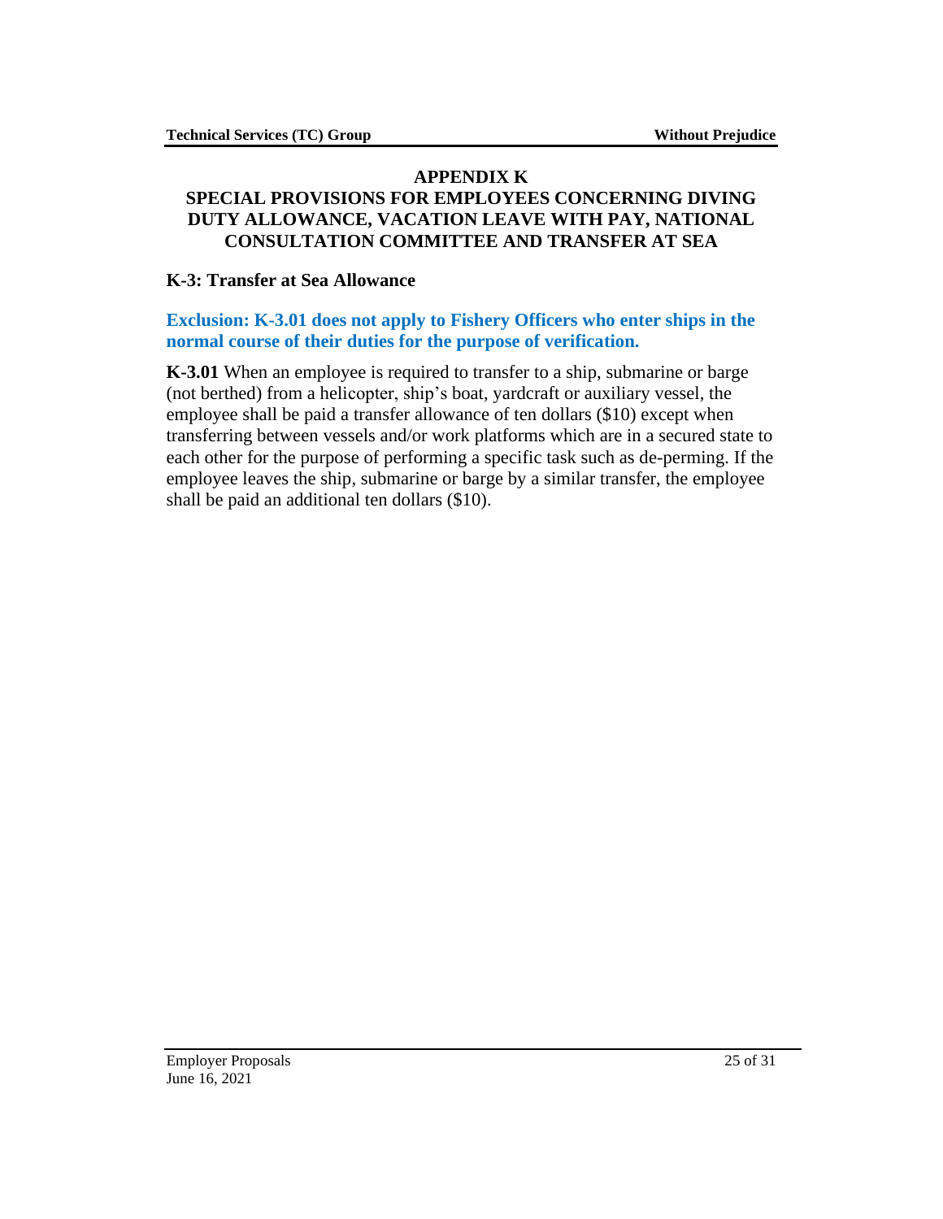# APPENDIX K
# SPECIAL PROVISIONS FOR EMPLOYEES CONCERNING DIVING DUTY ALLOWANCE, VACATION LEAVE WITH PAY, NATIONAL CONSULTATION COMMITTEE AND TRANSFER AT SEA

## K-3: Transfer at Sea Allowance

**Exclusion: K-3.01 does not apply to Fishery Officers who enter ships in the normal course of their duties for the purpose of verification.**

**K-3.01** When an employee is required to transfer to a ship, submarine or barge (not berthed) from a helicopter, ship's boat, yardcraft or auxiliary vessel, the employee shall be paid a transfer allowance of ten dollars ($10) except when transferring between vessels and/or work platforms which are in a secured state to each other for the purpose of performing a specific task such as de-perming. If the employee leaves the ship, submarine or barge by a similar transfer, the employee shall be paid an additional ten dollars ($10).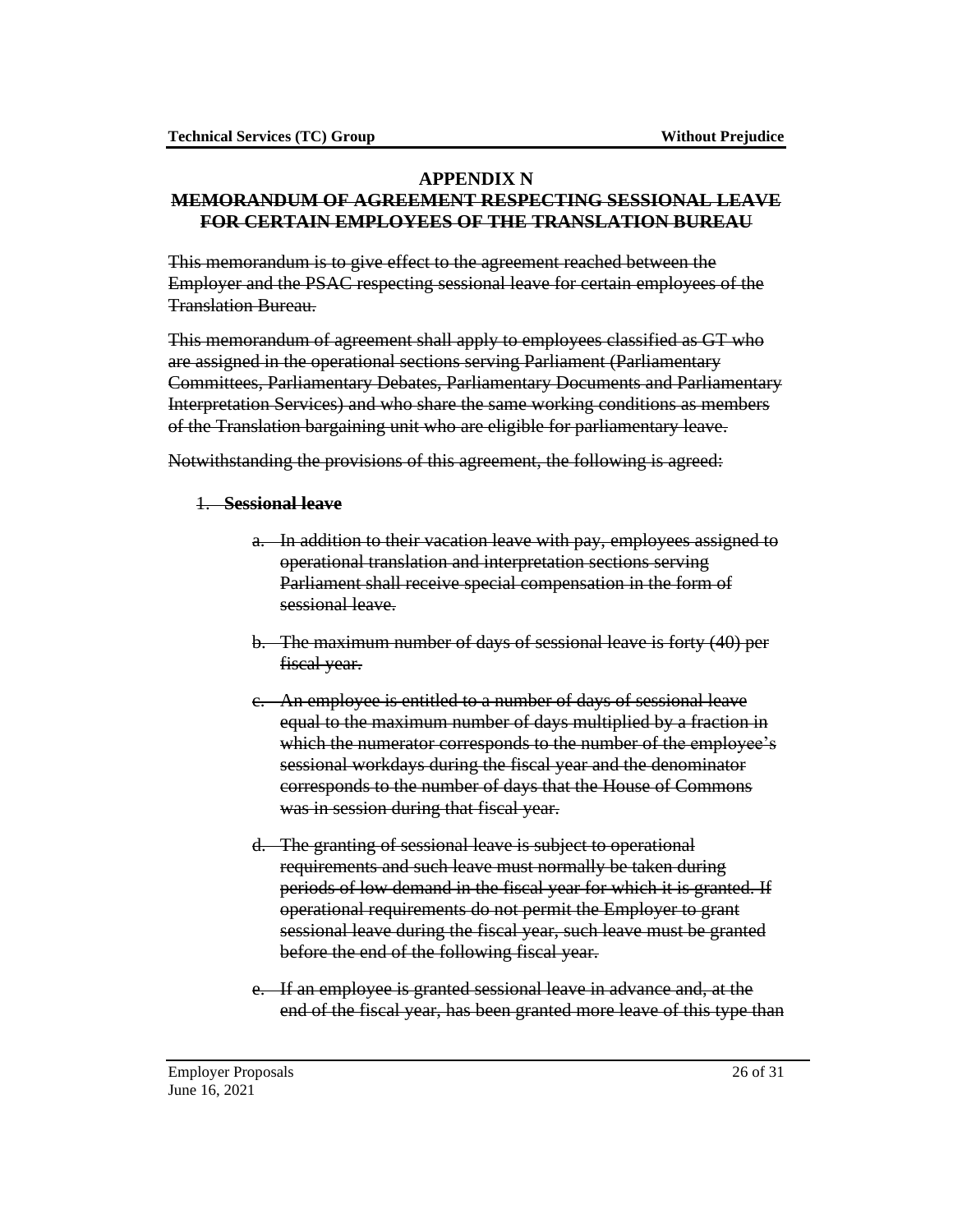## APPENDIX N

## ~~MEMORANDUM OF AGREEMENT RESPECTING SESSIONAL LEAVE FOR CERTAIN EMPLOYEES OF THE TRANSLATION BUREAU~~

~~This memorandum is to give effect to the agreement reached between the Employer and the PSAC respecting sessional leave for certain employees of the Translation Bureau.~~

~~This memorandum of agreement shall apply to employees classified as GT who are assigned in the operational sections serving Parliament (Parliamentary Committees, Parliamentary Debates, Parliamentary Documents and Parliamentary Interpretation Services) and who share the same working conditions as members of the Translation bargaining unit who are eligible for parliamentary leave.~~

~~Notwithstanding the provisions of this agreement, the following is agreed:~~

1. ~~**Sessional leave**~~

   a. ~~In addition to their vacation leave with pay, employees assigned to operational translation and interpretation sections serving Parliament shall receive special compensation in the form of sessional leave.~~

   b. ~~The maximum number of days of sessional leave is forty (40) per fiscal year.~~

   c. ~~An employee is entitled to a number of days of sessional leave equal to the maximum number of days multiplied by a fraction in which the numerator corresponds to the number of the employee's sessional workdays during the fiscal year and the denominator corresponds to the number of days that the House of Commons was in session during that fiscal year.~~

   d. ~~The granting of sessional leave is subject to operational requirements and such leave must normally be taken during periods of low demand in the fiscal year for which it is granted. If operational requirements do not permit the Employer to grant sessional leave during the fiscal year, such leave must be granted before the end of the following fiscal year.~~

   e. ~~If an employee is granted sessional leave in advance and, at the end of the fiscal year, has been granted more leave of this type than~~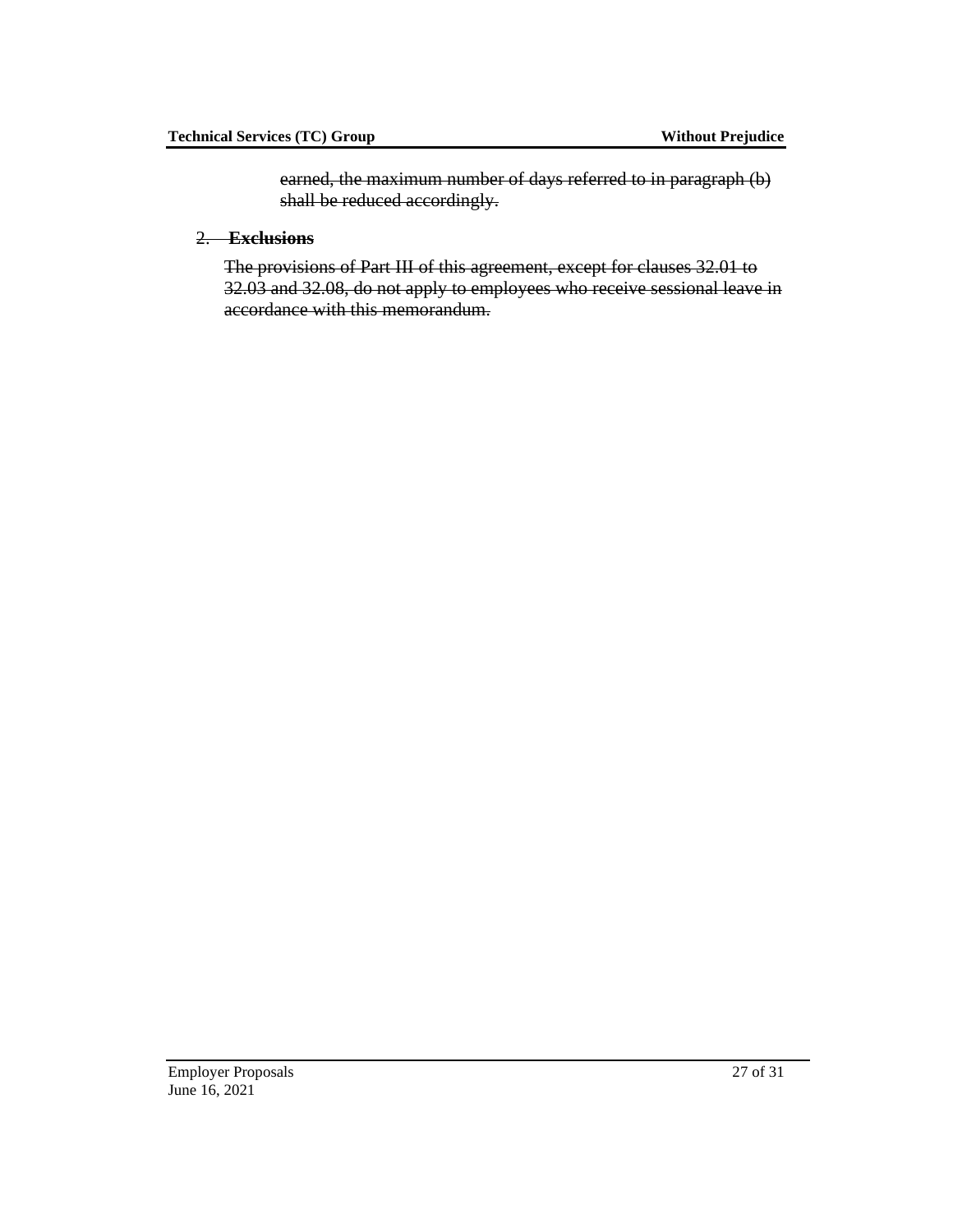~~earned, the maximum number of days referred to in paragraph (b) shall be reduced accordingly.~~

~~2. **Exclusions**~~

~~The provisions of Part III of this agreement, except for clauses 32.01 to 32.03 and 32.08, do not apply to employees who receive sessional leave in accordance with this memorandum.~~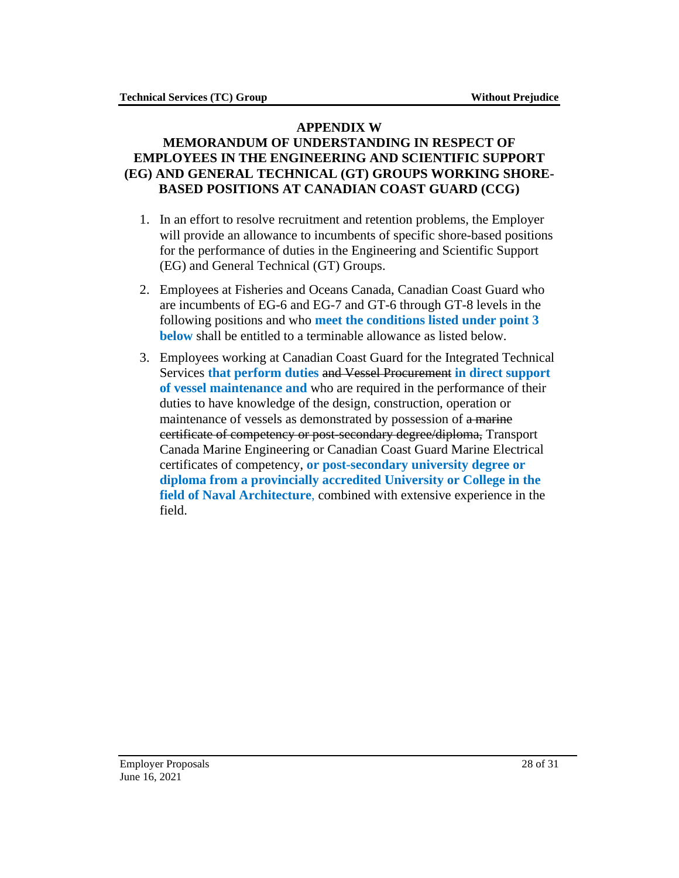## APPENDIX W

## MEMORANDUM OF UNDERSTANDING IN RESPECT OF EMPLOYEES IN THE ENGINEERING AND SCIENTIFIC SUPPORT (EG) AND GENERAL TECHNICAL (GT) GROUPS WORKING SHORE-BASED POSITIONS AT CANADIAN COAST GUARD (CCG)

1. In an effort to resolve recruitment and retention problems, the Employer will provide an allowance to incumbents of specific shore-based positions for the performance of duties in the Engineering and Scientific Support (EG) and General Technical (GT) Groups.

2. Employees at Fisheries and Oceans Canada, Canadian Coast Guard who are incumbents of EG-6 and EG-7 and GT-6 through GT-8 levels in the following positions and who **meet the conditions listed under point 3 below** shall be entitled to a terminable allowance as listed below.

3. Employees working at Canadian Coast Guard for the Integrated Technical Services **that perform duties** ~~and Vessel Procurement~~ **in direct support of vessel maintenance and** who are required in the performance of their duties to have knowledge of the design, construction, operation or maintenance of vessels as demonstrated by possession of ~~a marine certificate of competency or post-secondary degree/diploma,~~ Transport Canada Marine Engineering or Canadian Coast Guard Marine Electrical certificates of competency, **or post-secondary university degree or diploma from a provincially accredited University or College in the field of Naval Architecture**, combined with extensive experience in the field.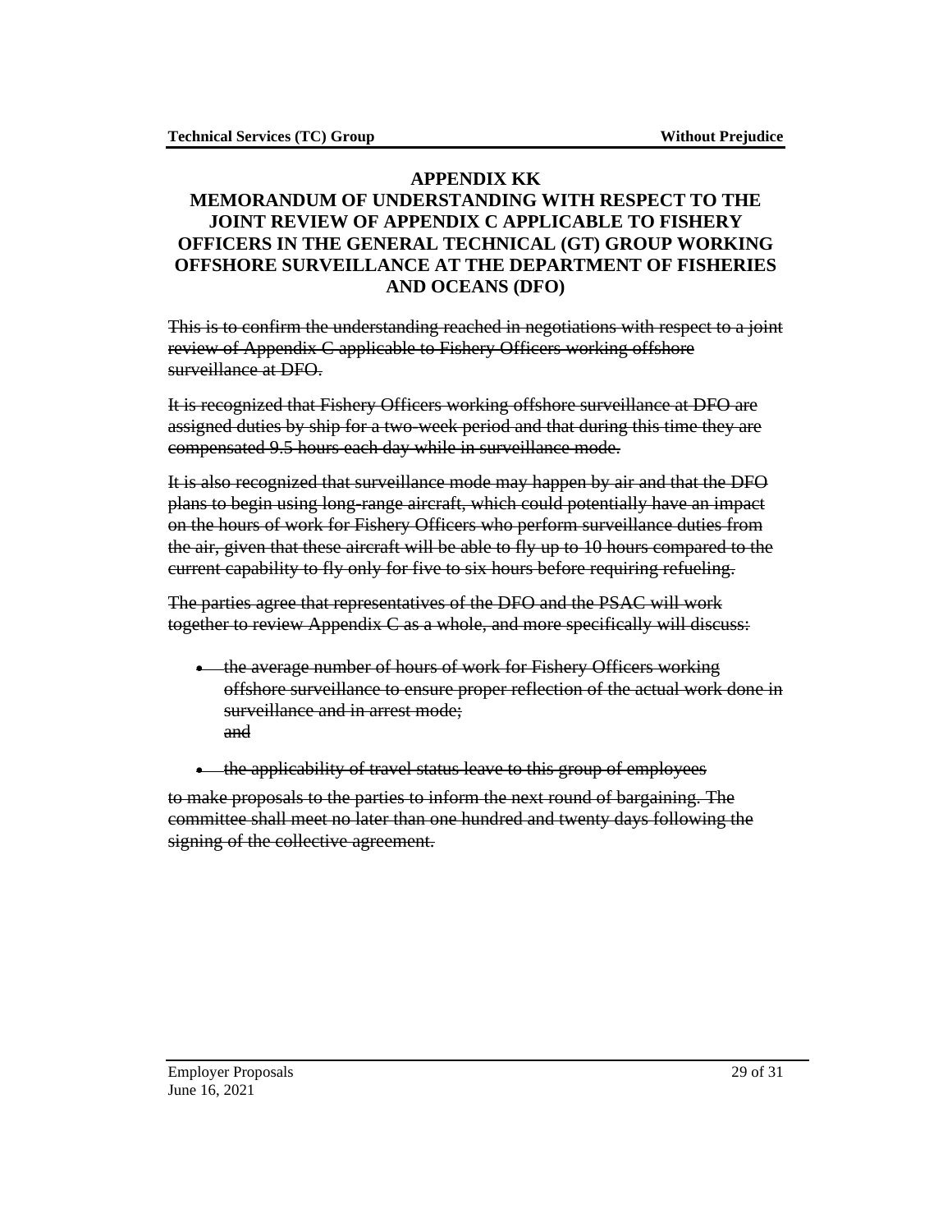**APPENDIX KK**

**MEMORANDUM OF UNDERSTANDING WITH RESPECT TO THE JOINT REVIEW OF APPENDIX C APPLICABLE TO FISHERY OFFICERS IN THE GENERAL TECHNICAL (GT) GROUP WORKING OFFSHORE SURVEILLANCE AT THE DEPARTMENT OF FISHERIES AND OCEANS (DFO)**

~~This is to confirm the understanding reached in negotiations with respect to a joint review of Appendix C applicable to Fishery Officers working offshore surveillance at DFO.~~

~~It is recognized that Fishery Officers working offshore surveillance at DFO are assigned duties by ship for a two-week period and that during this time they are compensated 9.5 hours each day while in surveillance mode.~~

~~It is also recognized that surveillance mode may happen by air and that the DFO plans to begin using long-range aircraft, which could potentially have an impact on the hours of work for Fishery Officers who perform surveillance duties from the air, given that these aircraft will be able to fly up to 10 hours compared to the current capability to fly only for five to six hours before requiring refueling.~~

~~The parties agree that representatives of the DFO and the PSAC will work together to review Appendix C as a whole, and more specifically will discuss:~~

- ~~the average number of hours of work for Fishery Officers working offshore surveillance to ensure proper reflection of the actual work done in surveillance and in arrest mode;~~
  ~~and~~
- ~~the applicability of travel status leave to this group of employees~~

~~to make proposals to the parties to inform the next round of bargaining. The committee shall meet no later than one hundred and twenty days following the signing of the collective agreement.~~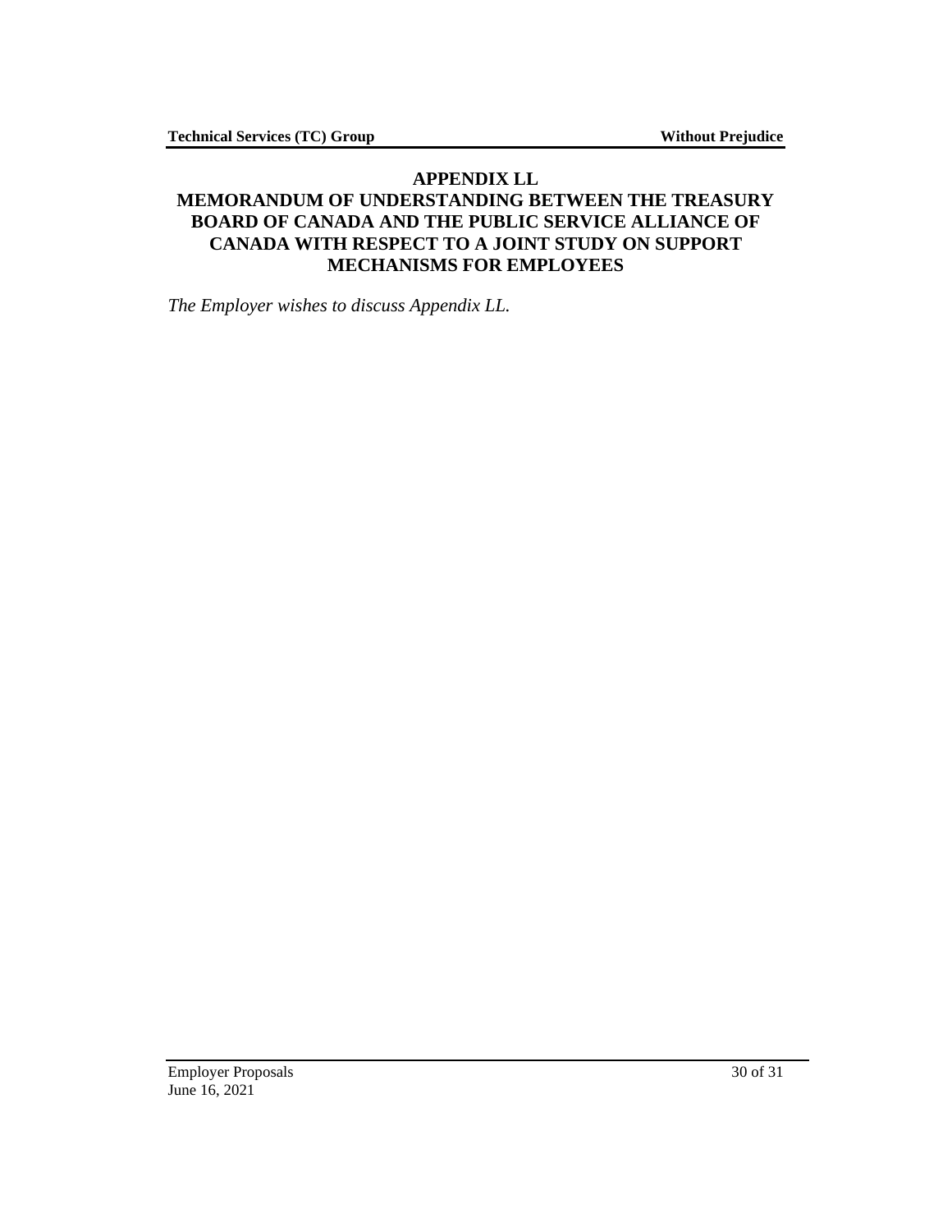## APPENDIX LL
## MEMORANDUM OF UNDERSTANDING BETWEEN THE TREASURY BOARD OF CANADA AND THE PUBLIC SERVICE ALLIANCE OF CANADA WITH RESPECT TO A JOINT STUDY ON SUPPORT MECHANISMS FOR EMPLOYEES

*The Employer wishes to discuss Appendix LL.*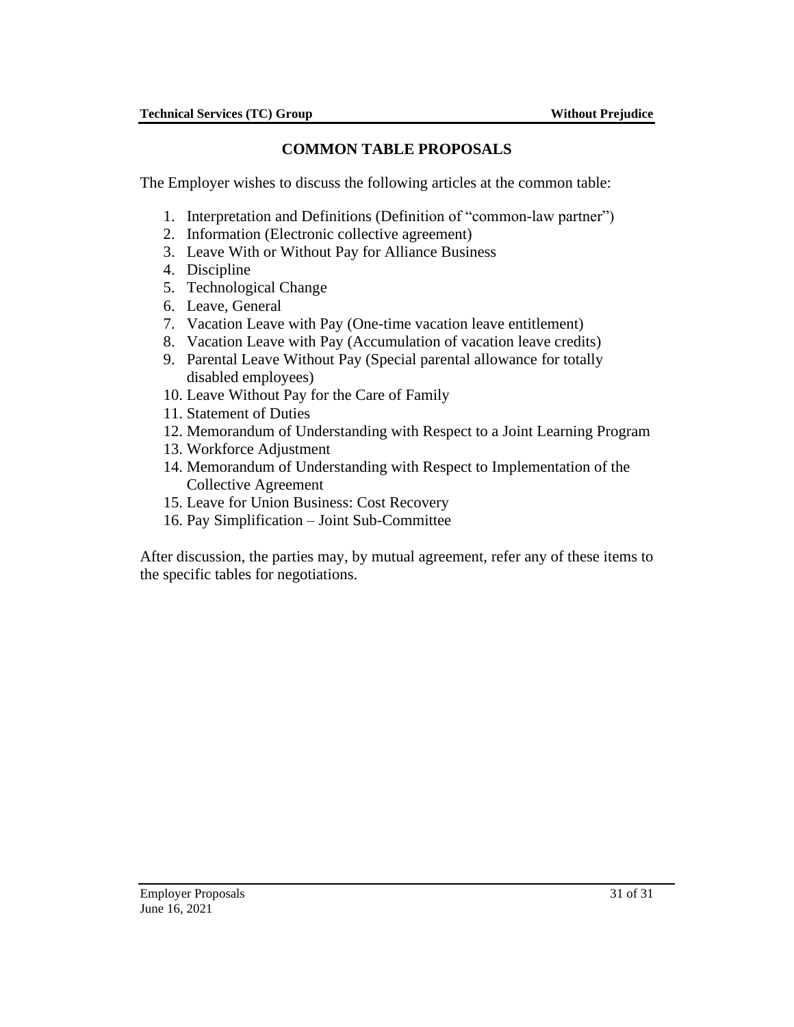## COMMON TABLE PROPOSALS

The Employer wishes to discuss the following articles at the common table:

1. Interpretation and Definitions (Definition of "common-law partner")
2. Information (Electronic collective agreement)
3. Leave With or Without Pay for Alliance Business
4. Discipline
5. Technological Change
6. Leave, General
7. Vacation Leave with Pay (One-time vacation leave entitlement)
8. Vacation Leave with Pay (Accumulation of vacation leave credits)
9. Parental Leave Without Pay (Special parental allowance for totally disabled employees)
10. Leave Without Pay for the Care of Family
11. Statement of Duties
12. Memorandum of Understanding with Respect to a Joint Learning Program
13. Workforce Adjustment
14. Memorandum of Understanding with Respect to Implementation of the Collective Agreement
15. Leave for Union Business: Cost Recovery
16. Pay Simplification – Joint Sub-Committee

After discussion, the parties may, by mutual agreement, refer any of these items to the specific tables for negotiations.